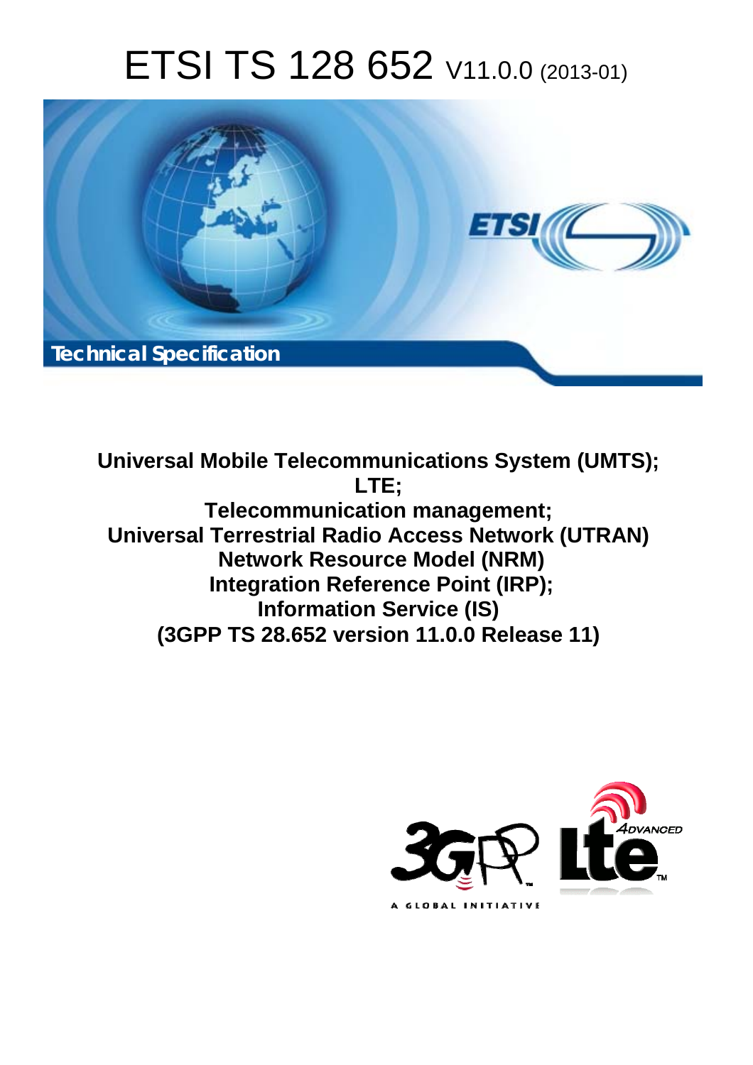# ETSI TS 128 652 V11.0.0 (2013-01)

Technical Specification

**Universal Mobile Telecommunications System (UMTS);**
**LTE;**
**Telecommunication management;**
**Universal Terrestrial Radio Access Network (UTRAN)**
**Network Resource Model (NRM)**
**Integration Reference Point (IRP);**
**Information Service (IS)**
**(3GPP TS 28.652 version 11.0.0 Release 11)**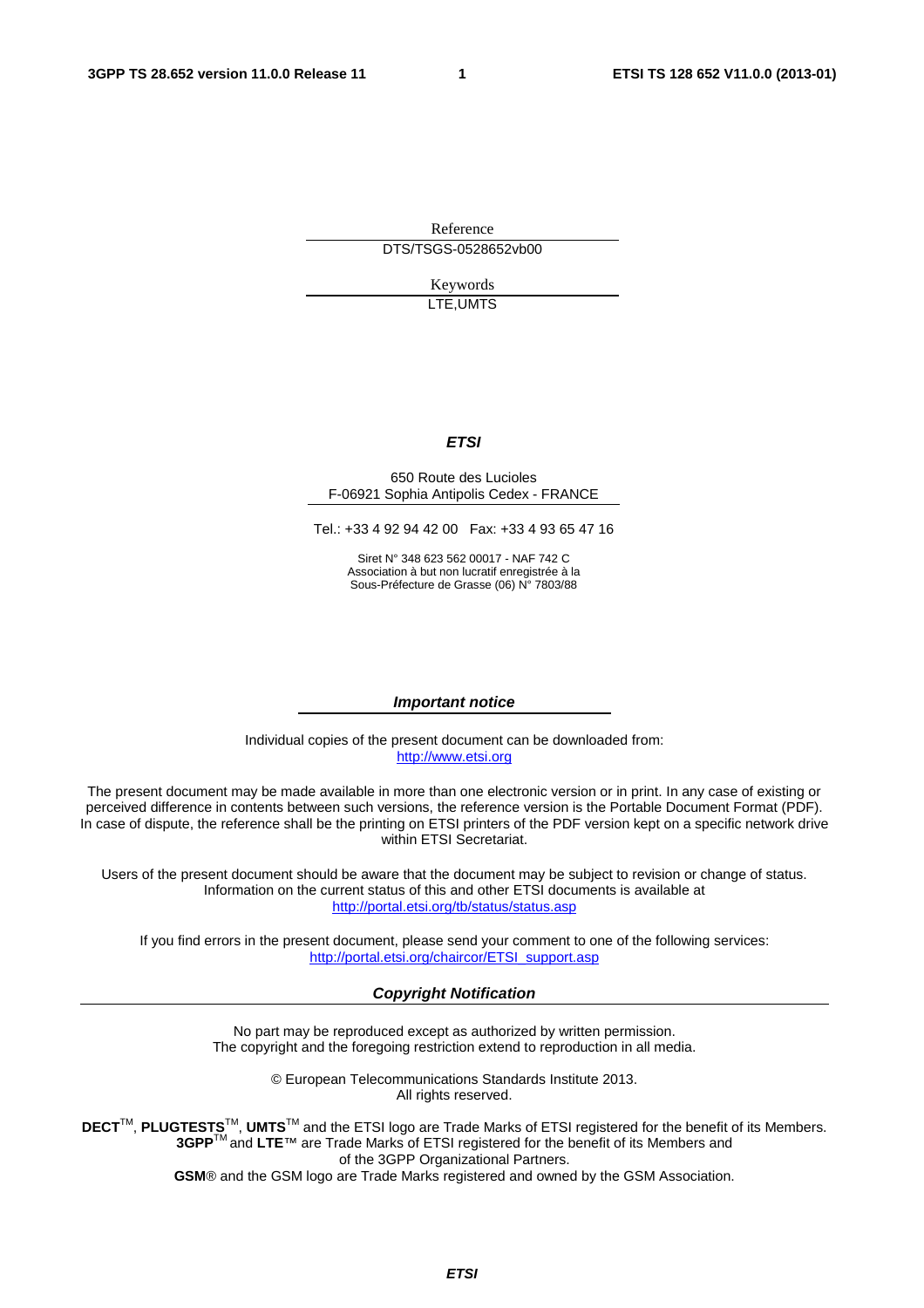Reference

DTS/TSGS-0528652vb00

Keywords

LTE,UMTS

***ETSI***

650 Route des Lucioles
F-06921 Sophia Antipolis Cedex - FRANCE

Tel.: +33 4 92 94 42 00 Fax: +33 4 93 65 47 16

Siret N° 348 623 562 00017 - NAF 742 C
Association à but non lucratif enregistrée à la
Sous-Préfecture de Grasse (06) N° 7803/88

***Important notice***

Individual copies of the present document can be downloaded from:
http://www.etsi.org

The present document may be made available in more than one electronic version or in print. In any case of existing or perceived difference in contents between such versions, the reference version is the Portable Document Format (PDF). In case of dispute, the reference shall be the printing on ETSI printers of the PDF version kept on a specific network drive within ETSI Secretariat.

Users of the present document should be aware that the document may be subject to revision or change of status. Information on the current status of this and other ETSI documents is available at
http://portal.etsi.org/tb/status/status.asp

If you find errors in the present document, please send your comment to one of the following services:
http://portal.etsi.org/chaircor/ETSI_support.asp

***Copyright Notification***

No part may be reproduced except as authorized by written permission.
The copyright and the foregoing restriction extend to reproduction in all media.

© European Telecommunications Standards Institute 2013.
All rights reserved.

**DECT**™, **PLUGTESTS**™, **UMTS**™ and the ETSI logo are Trade Marks of ETSI registered for the benefit of its Members.
**3GPP**™ and **LTE**™ are Trade Marks of ETSI registered for the benefit of its Members and of the 3GPP Organizational Partners.
**GSM**® and the GSM logo are Trade Marks registered and owned by the GSM Association.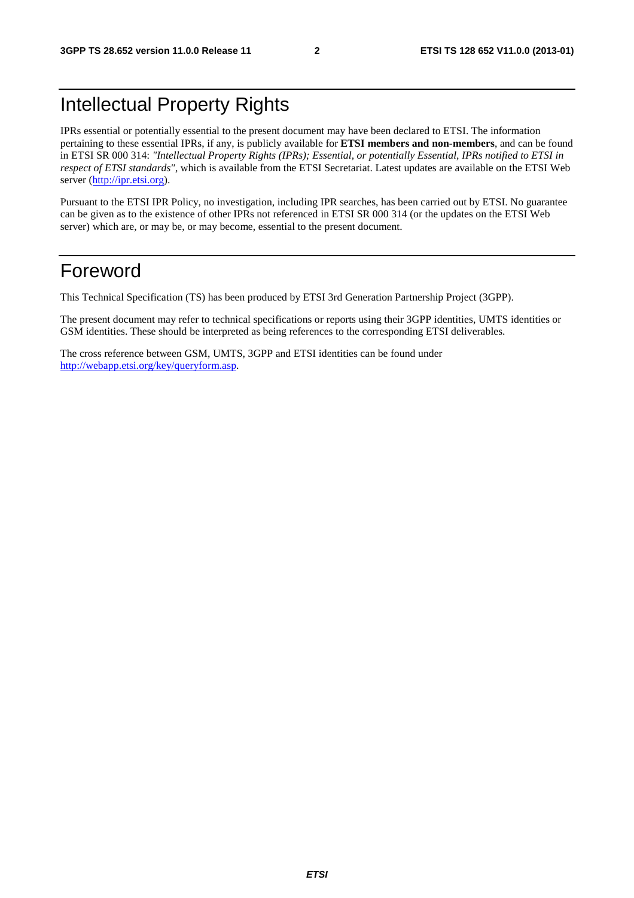# Intellectual Property Rights

IPRs essential or potentially essential to the present document may have been declared to ETSI. The information pertaining to these essential IPRs, if any, is publicly available for **ETSI members and non-members**, and can be found in ETSI SR 000 314: *"Intellectual Property Rights (IPRs); Essential, or potentially Essential, IPRs notified to ETSI in respect of ETSI standards"*, which is available from the ETSI Secretariat. Latest updates are available on the ETSI Web server (http://ipr.etsi.org).

Pursuant to the ETSI IPR Policy, no investigation, including IPR searches, has been carried out by ETSI. No guarantee can be given as to the existence of other IPRs not referenced in ETSI SR 000 314 (or the updates on the ETSI Web server) which are, or may be, or may become, essential to the present document.

# Foreword

This Technical Specification (TS) has been produced by ETSI 3rd Generation Partnership Project (3GPP).

The present document may refer to technical specifications or reports using their 3GPP identities, UMTS identities or GSM identities. These should be interpreted as being references to the corresponding ETSI deliverables.

The cross reference between GSM, UMTS, 3GPP and ETSI identities can be found under http://webapp.etsi.org/key/queryform.asp.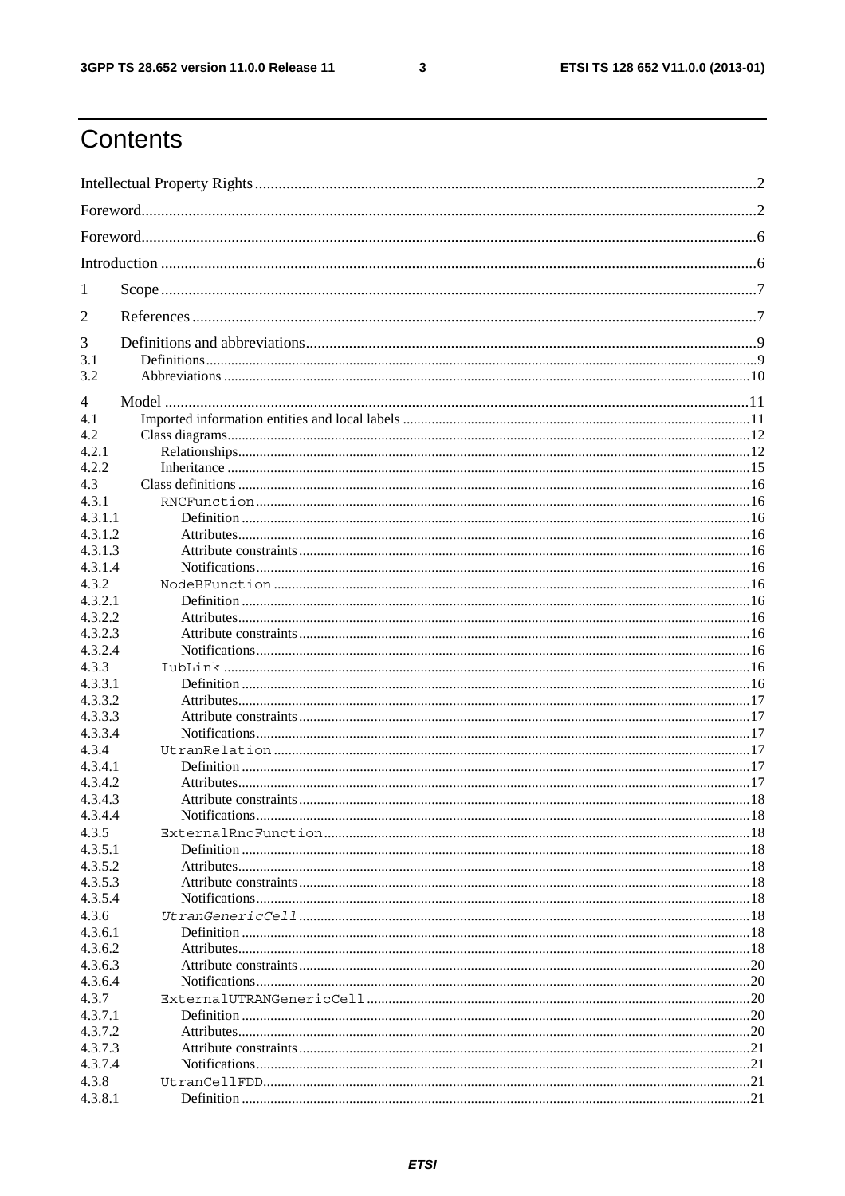# Contents

Intellectual Property Rights ..... 2

Foreword ..... 2

Foreword ..... 6

Introduction ..... 6

1 Scope ..... 7

2 References ..... 7

3 Definitions and abbreviations ..... 9

3.1 Definitions ..... 9

3.2 Abbreviations ..... 10

4 Model ..... 11

4.1 Imported information entities and local labels ..... 11

4.2 Class diagrams ..... 12

4.2.1 Relationships ..... 12

4.2.2 Inheritance ..... 15

4.3 Class definitions ..... 16

4.3.1 `RNCFunction` ..... 16

4.3.1.1 Definition ..... 16

4.3.1.2 Attributes ..... 16

4.3.1.3 Attribute constraints ..... 16

4.3.1.4 Notifications ..... 16

4.3.2 `NodeBFunction` ..... 16

4.3.2.1 Definition ..... 16

4.3.2.2 Attributes ..... 16

4.3.2.3 Attribute constraints ..... 16

4.3.2.4 Notifications ..... 16

4.3.3 `IubLink` ..... 16

4.3.3.1 Definition ..... 16

4.3.3.2 Attributes ..... 17

4.3.3.3 Attribute constraints ..... 17

4.3.3.4 Notifications ..... 17

4.3.4 `UtranRelation` ..... 17

4.3.4.1 Definition ..... 17

4.3.4.2 Attributes ..... 17

4.3.4.3 Attribute constraints ..... 18

4.3.4.4 Notifications ..... 18

4.3.5 `ExternalRncFunction` ..... 18

4.3.5.1 Definition ..... 18

4.3.5.2 Attributes ..... 18

4.3.5.3 Attribute constraints ..... 18

4.3.5.4 Notifications ..... 18

4.3.6 *`UtranGenericCell`* ..... 18

4.3.6.1 Definition ..... 18

4.3.6.2 Attributes ..... 18

4.3.6.3 Attribute constraints ..... 20

4.3.6.4 Notifications ..... 20

4.3.7 `ExternalUTRANGenericCell` ..... 20

4.3.7.1 Definition ..... 20

4.3.7.2 Attributes ..... 20

4.3.7.3 Attribute constraints ..... 21

4.3.7.4 Notifications ..... 21

4.3.8 `UtranCellFDD` ..... 21

4.3.8.1 Definition ..... 21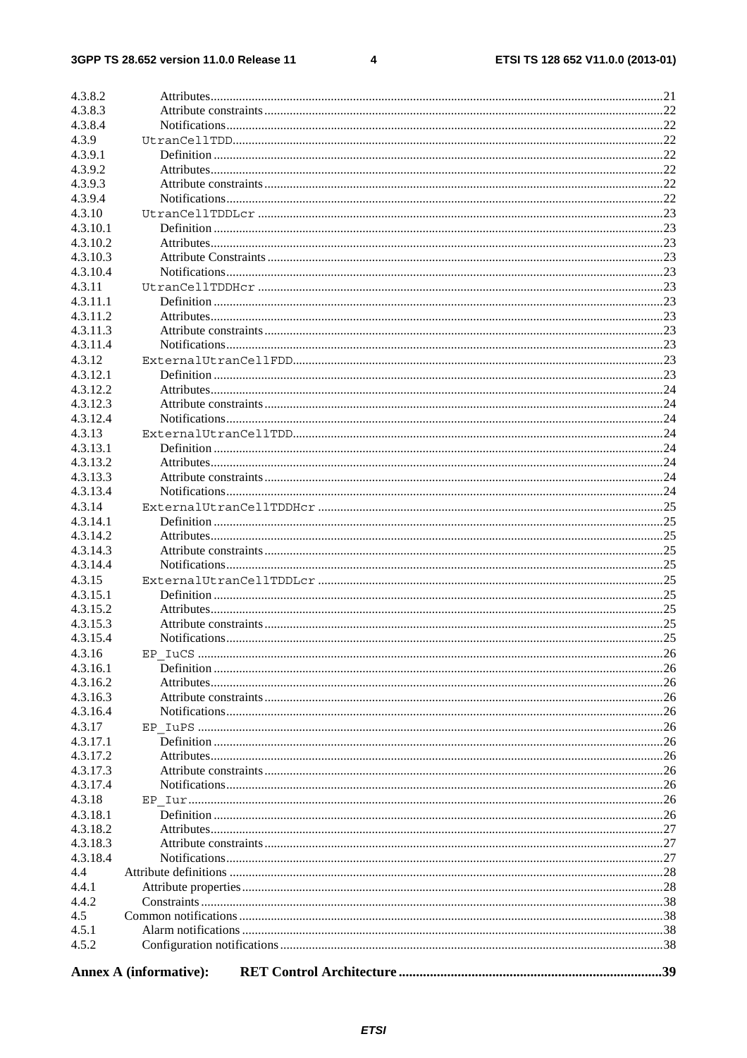4.3.8.2 Attributes....21
4.3.8.3 Attribute constraints....22
4.3.8.4 Notifications....22
4.3.9 UtranCellTDD....22
4.3.9.1 Definition....22
4.3.9.2 Attributes....22
4.3.9.3 Attribute constraints....22
4.3.9.4 Notifications....22
4.3.10 UtranCellTDDLcr....23
4.3.10.1 Definition....23
4.3.10.2 Attributes....23
4.3.10.3 Attribute Constraints....23
4.3.10.4 Notifications....23
4.3.11 UtranCellTDDHcr....23
4.3.11.1 Definition....23
4.3.11.2 Attributes....23
4.3.11.3 Attribute constraints....23
4.3.11.4 Notifications....23
4.3.12 ExternalUtranCellFDD....23
4.3.12.1 Definition....23
4.3.12.2 Attributes....24
4.3.12.3 Attribute constraints....24
4.3.12.4 Notifications....24
4.3.13 ExternalUtranCellTDD....24
4.3.13.1 Definition....24
4.3.13.2 Attributes....24
4.3.13.3 Attribute constraints....24
4.3.13.4 Notifications....24
4.3.14 ExternalUtranCellTDDHcr....25
4.3.14.1 Definition....25
4.3.14.2 Attributes....25
4.3.14.3 Attribute constraints....25
4.3.14.4 Notifications....25
4.3.15 ExternalUtranCellTDDLcr....25
4.3.15.1 Definition....25
4.3.15.2 Attributes....25
4.3.15.3 Attribute constraints....25
4.3.15.4 Notifications....25
4.3.16 EP_IuCS....26
4.3.16.1 Definition....26
4.3.16.2 Attributes....26
4.3.16.3 Attribute constraints....26
4.3.16.4 Notifications....26
4.3.17 EP_IuPS....26
4.3.17.1 Definition....26
4.3.17.2 Attributes....26
4.3.17.3 Attribute constraints....26
4.3.17.4 Notifications....26
4.3.18 EP_Iur....26
4.3.18.1 Definition....26
4.3.18.2 Attributes....27
4.3.18.3 Attribute constraints....27
4.3.18.4 Notifications....27
4.4 Attribute definitions....28
4.4.1 Attribute properties....28
4.4.2 Constraints....38
4.5 Common notifications....38
4.5.1 Alarm notifications....38
4.5.2 Configuration notifications....38

**Annex A (informative): RET Control Architecture....39**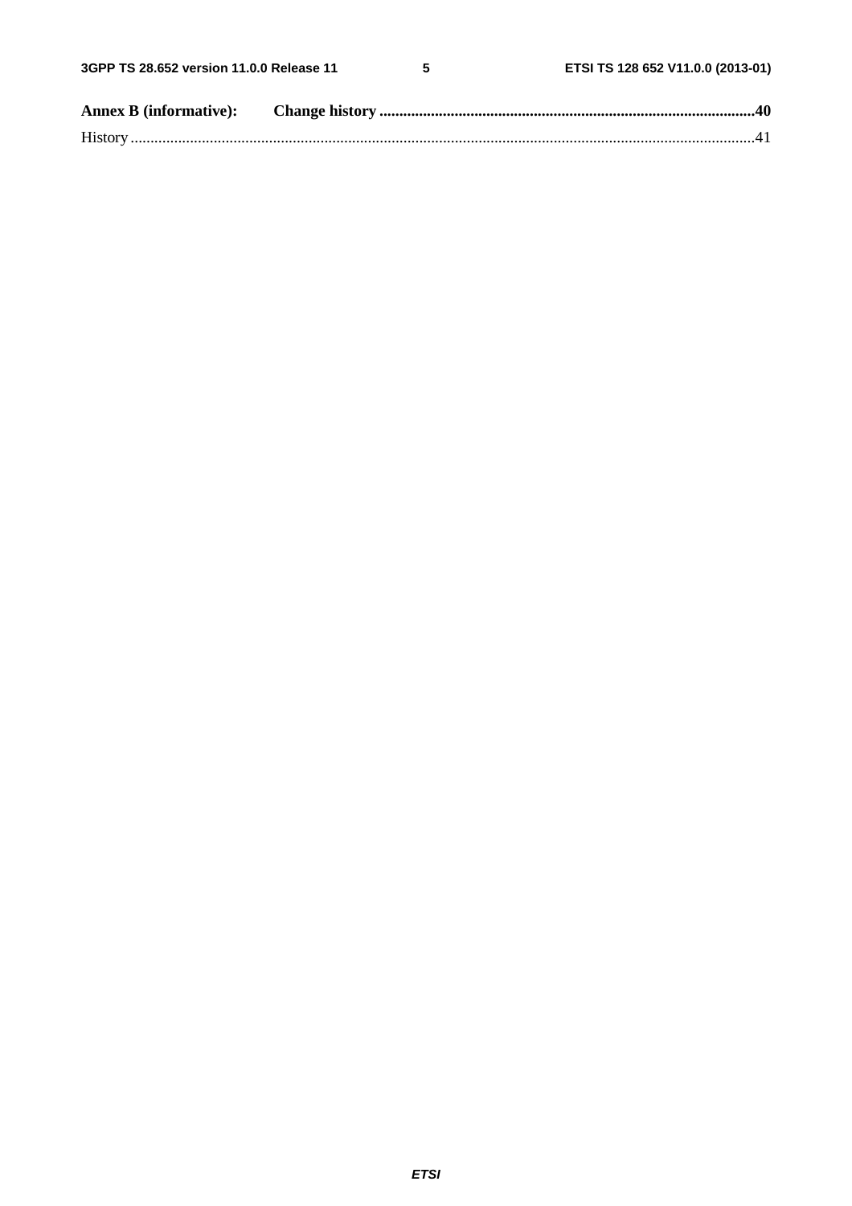**Annex B (informative): Change history** .............................................................................................. **40**

History ............................................................................................................................................................ 41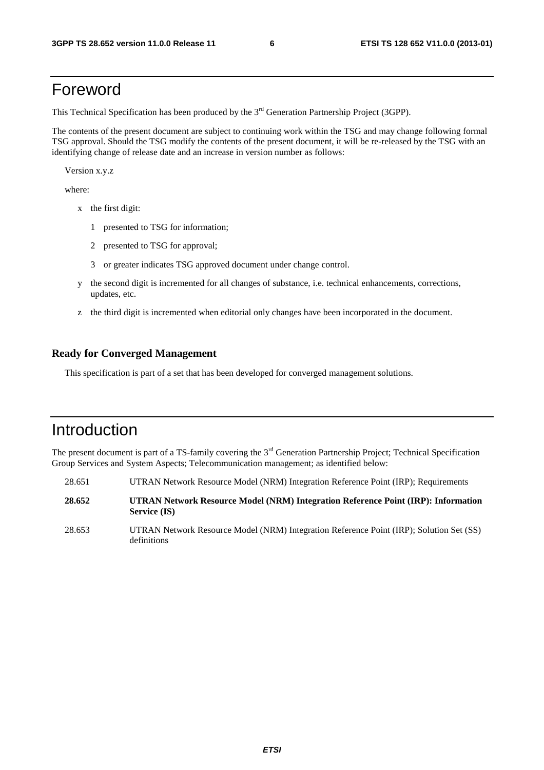# Foreword

This Technical Specification has been produced by the 3rd Generation Partnership Project (3GPP).

The contents of the present document are subject to continuing work within the TSG and may change following formal TSG approval. Should the TSG modify the contents of the present document, it will be re-released by the TSG with an identifying change of release date and an increase in version number as follows:

Version x.y.z

where:

- x the first digit:
  - 1 presented to TSG for information;
  - 2 presented to TSG for approval;
  - 3 or greater indicates TSG approved document under change control.
- y the second digit is incremented for all changes of substance, i.e. technical enhancements, corrections, updates, etc.
- z the third digit is incremented when editorial only changes have been incorporated in the document.

### Ready for Converged Management

This specification is part of a set that has been developed for converged management solutions.

# Introduction

The present document is part of a TS-family covering the 3rd Generation Partnership Project; Technical Specification Group Services and System Aspects; Telecommunication management; as identified below:

28.651 UTRAN Network Resource Model (NRM) Integration Reference Point (IRP); Requirements

**28.652 UTRAN Network Resource Model (NRM) Integration Reference Point (IRP): Information Service (IS)**

28.653 UTRAN Network Resource Model (NRM) Integration Reference Point (IRP); Solution Set (SS) definitions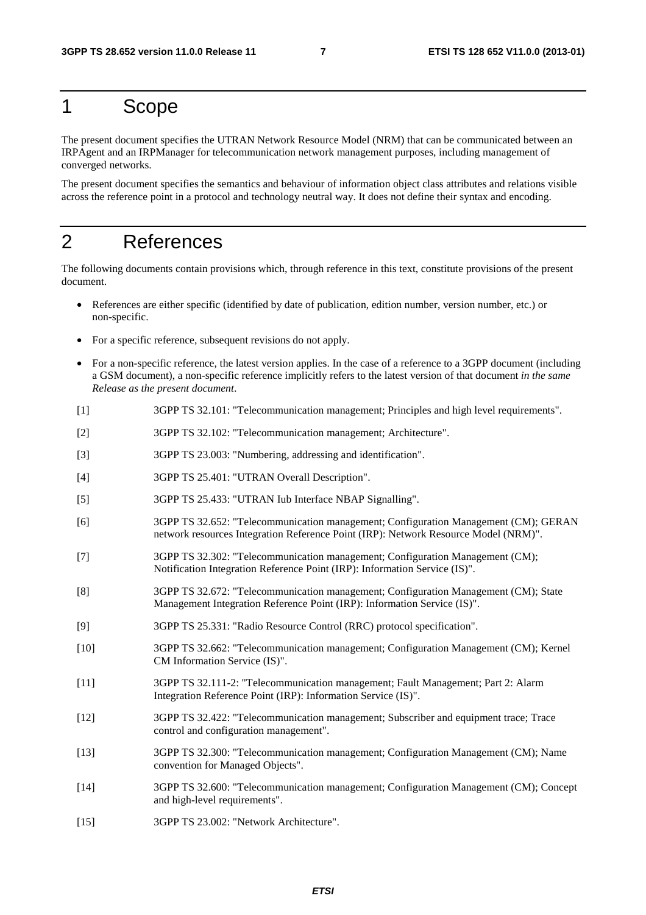# 1 Scope

The present document specifies the UTRAN Network Resource Model (NRM) that can be communicated between an IRPAgent and an IRPManager for telecommunication network management purposes, including management of converged networks.

The present document specifies the semantics and behaviour of information object class attributes and relations visible across the reference point in a protocol and technology neutral way. It does not define their syntax and encoding.

# 2 References

The following documents contain provisions which, through reference in this text, constitute provisions of the present document.

- References are either specific (identified by date of publication, edition number, version number, etc.) or non-specific.
- For a specific reference, subsequent revisions do not apply.
- For a non-specific reference, the latest version applies. In the case of a reference to a 3GPP document (including a GSM document), a non-specific reference implicitly refers to the latest version of that document *in the same Release as the present document*.

[1] 3GPP TS 32.101: "Telecommunication management; Principles and high level requirements".

[2] 3GPP TS 32.102: "Telecommunication management; Architecture".

[3] 3GPP TS 23.003: "Numbering, addressing and identification".

[4] 3GPP TS 25.401: "UTRAN Overall Description".

[5] 3GPP TS 25.433: "UTRAN Iub Interface NBAP Signalling".

[6] 3GPP TS 32.652: "Telecommunication management; Configuration Management (CM); GERAN network resources Integration Reference Point (IRP): Network Resource Model (NRM)".

[7] 3GPP TS 32.302: "Telecommunication management; Configuration Management (CM); Notification Integration Reference Point (IRP): Information Service (IS)".

[8] 3GPP TS 32.672: "Telecommunication management; Configuration Management (CM); State Management Integration Reference Point (IRP): Information Service (IS)".

[9] 3GPP TS 25.331: "Radio Resource Control (RRC) protocol specification".

[10] 3GPP TS 32.662: "Telecommunication management; Configuration Management (CM); Kernel CM Information Service (IS)".

[11] 3GPP TS 32.111-2: "Telecommunication management; Fault Management; Part 2: Alarm Integration Reference Point (IRP): Information Service (IS)".

[12] 3GPP TS 32.422: "Telecommunication management; Subscriber and equipment trace; Trace control and configuration management".

[13] 3GPP TS 32.300: "Telecommunication management; Configuration Management (CM); Name convention for Managed Objects".

[14] 3GPP TS 32.600: "Telecommunication management; Configuration Management (CM); Concept and high-level requirements".

[15] 3GPP TS 23.002: "Network Architecture".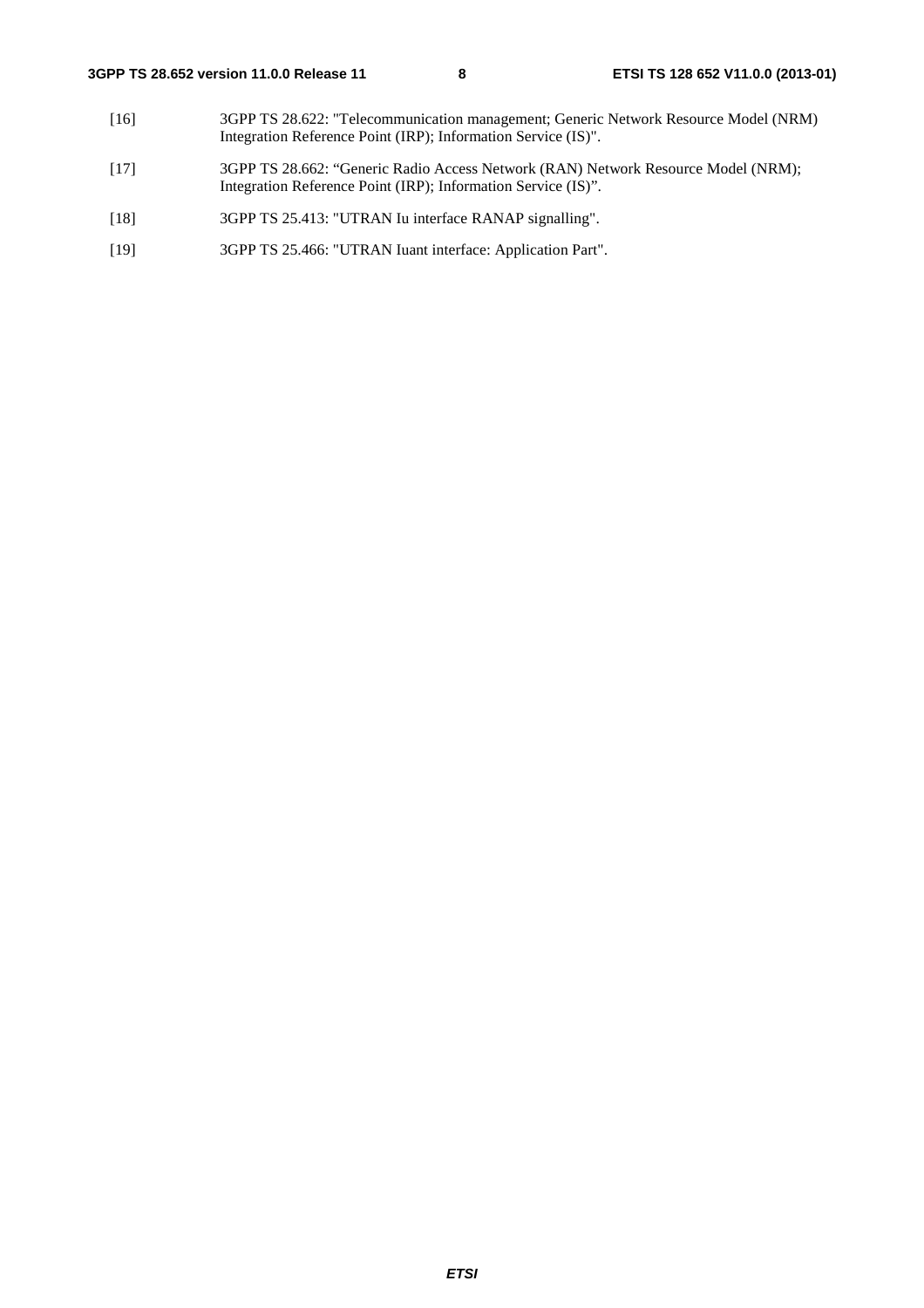[16] 3GPP TS 28.622: "Telecommunication management; Generic Network Resource Model (NRM) Integration Reference Point (IRP); Information Service (IS)".

[17] 3GPP TS 28.662: "Generic Radio Access Network (RAN) Network Resource Model (NRM); Integration Reference Point (IRP); Information Service (IS)".

[18] 3GPP TS 25.413: "UTRAN Iu interface RANAP signalling".

[19] 3GPP TS 25.466: "UTRAN Iuant interface: Application Part".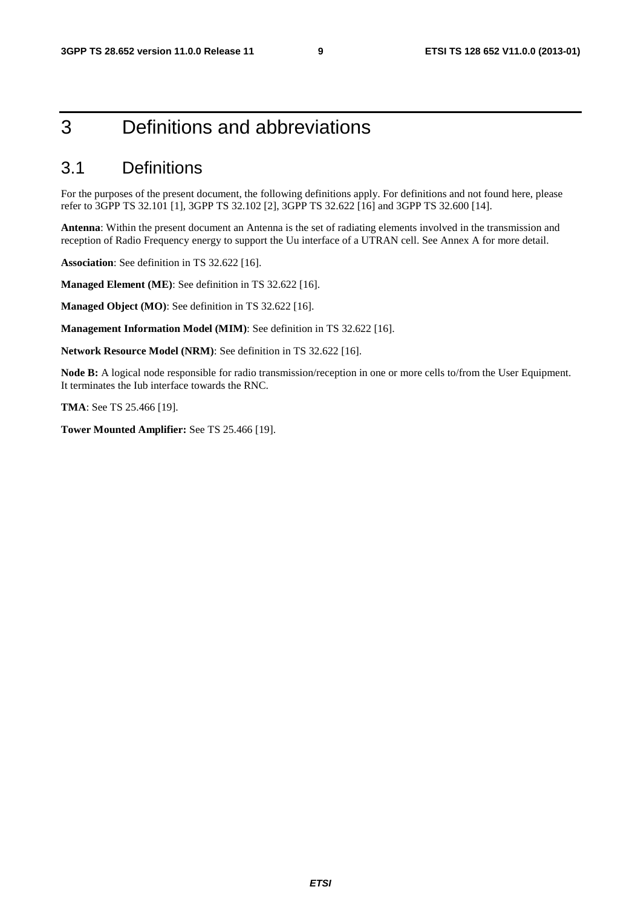# 3 Definitions and abbreviations

## 3.1 Definitions

For the purposes of the present document, the following definitions apply. For definitions and not found here, please refer to 3GPP TS 32.101 [1], 3GPP TS 32.102 [2], 3GPP TS 32.622 [16] and 3GPP TS 32.600 [14].

**Antenna**: Within the present document an Antenna is the set of radiating elements involved in the transmission and reception of Radio Frequency energy to support the Uu interface of a UTRAN cell. See Annex A for more detail.

**Association**: See definition in TS 32.622 [16].

**Managed Element (ME)**: See definition in TS 32.622 [16].

**Managed Object (MO)**: See definition in TS 32.622 [16].

**Management Information Model (MIM)**: See definition in TS 32.622 [16].

**Network Resource Model (NRM)**: See definition in TS 32.622 [16].

**Node B:** A logical node responsible for radio transmission/reception in one or more cells to/from the User Equipment. It terminates the Iub interface towards the RNC.

**TMA**: See TS 25.466 [19].

**Tower Mounted Amplifier:** See TS 25.466 [19].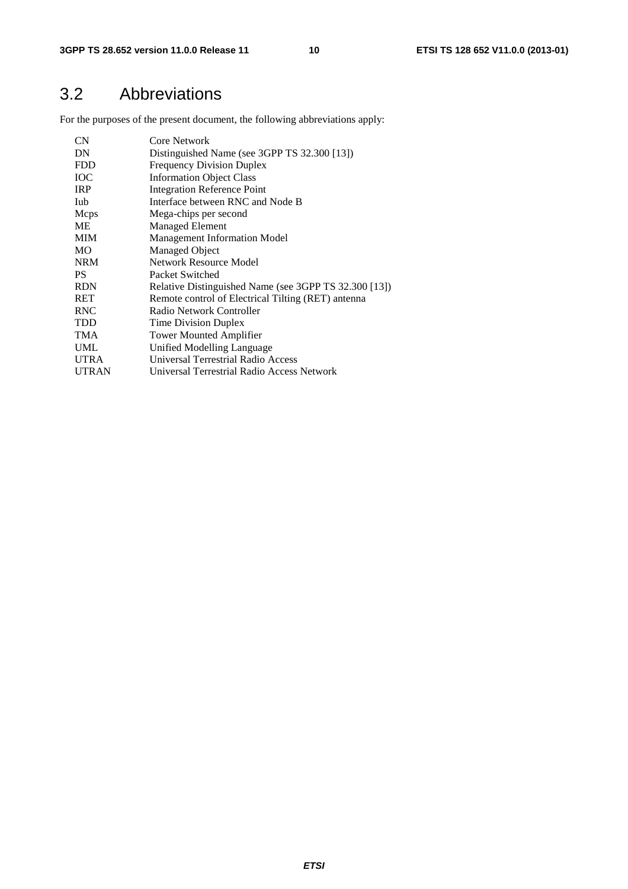## 3.2 Abbreviations

For the purposes of the present document, the following abbreviations apply:

| | |
|---|---|
| CN | Core Network |
| DN | Distinguished Name (see 3GPP TS 32.300 [13]) |
| FDD | Frequency Division Duplex |
| IOC | Information Object Class |
| IRP | Integration Reference Point |
| Iub | Interface between RNC and Node B |
| Mcps | Mega-chips per second |
| ME | Managed Element |
| MIM | Management Information Model |
| MO | Managed Object |
| NRM | Network Resource Model |
| PS | Packet Switched |
| RDN | Relative Distinguished Name (see 3GPP TS 32.300 [13]) |
| RET | Remote control of Electrical Tilting (RET) antenna |
| RNC | Radio Network Controller |
| TDD | Time Division Duplex |
| TMA | Tower Mounted Amplifier |
| UML | Unified Modelling Language |
| UTRA | Universal Terrestrial Radio Access |
| UTRAN | Universal Terrestrial Radio Access Network |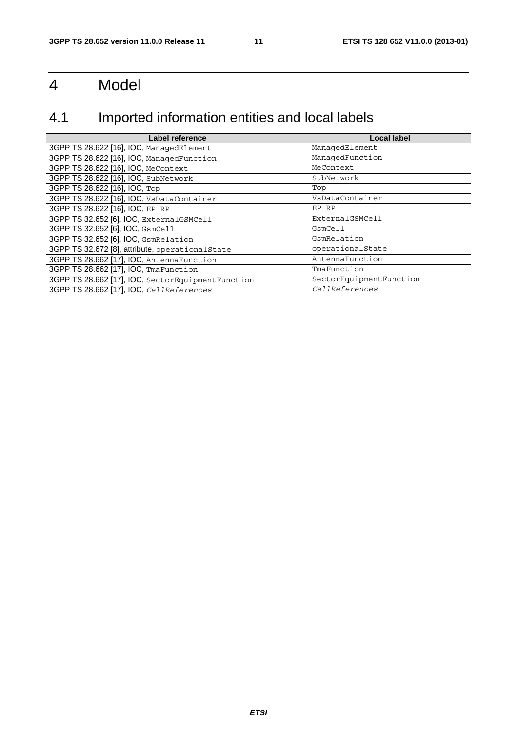# 4 Model

## 4.1 Imported information entities and local labels

| Label reference | Local label |
|---|---|
| 3GPP TS 28.622 [16], IOC, ManagedElement | ManagedElement |
| 3GPP TS 28.622 [16], IOC, ManagedFunction | ManagedFunction |
| 3GPP TS 28.622 [16], IOC, MeContext | MeContext |
| 3GPP TS 28.622 [16], IOC, SubNetwork | SubNetwork |
| 3GPP TS 28.622 [16], IOC, Top | Top |
| 3GPP TS 28.622 [16], IOC, VsDataContainer | VsDataContainer |
| 3GPP TS 28.622 [16], IOC, EP_RP | EP_RP |
| 3GPP TS 32.652 [6], IOC, ExternalGSMCell | ExternalGSMCell |
| 3GPP TS 32.652 [6], IOC, GsmCell | GsmCell |
| 3GPP TS 32.652 [6], IOC, GsmRelation | GsmRelation |
| 3GPP TS 32.672 [8], attribute, operationalState | operationalState |
| 3GPP TS 28.662 [17], IOC, AntennaFunction | AntennaFunction |
| 3GPP TS 28.662 [17], IOC, TmaFunction | TmaFunction |
| 3GPP TS 28.662 [17], IOC, SectorEquipmentFunction | SectorEquipmentFunction |
| 3GPP TS 28.662 [17], IOC, *CellReferences* | *CellReferences* |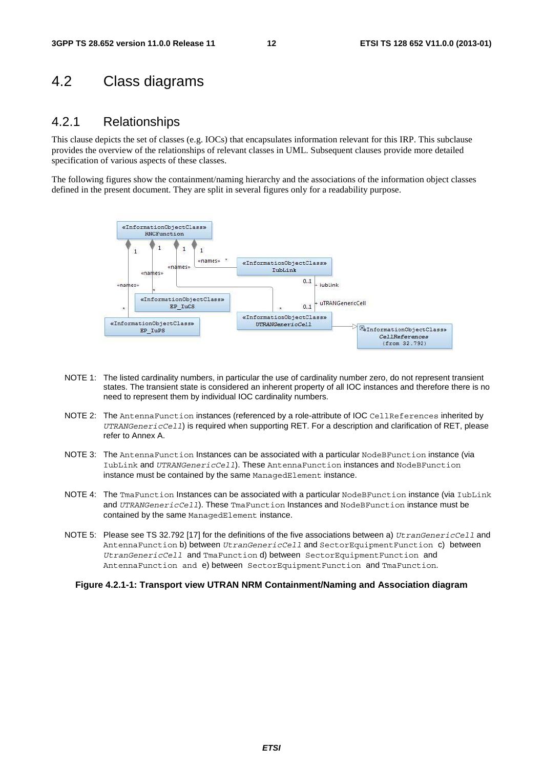## 4.2 Class diagrams

### 4.2.1 Relationships

This clause depicts the set of classes (e.g. IOCs) that encapsulates information relevant for this IRP. This subclause provides the overview of the relationships of relevant classes in UML. Subsequent clauses provide more detailed specification of various aspects of these classes.

The following figures show the containment/naming hierarchy and the associations of the information object classes defined in the present document. They are split in several figures only for a readability purpose.

NOTE 1: The listed cardinality numbers, in particular the use of cardinality number zero, do not represent transient states. The transient state is considered an inherent property of all IOC instances and therefore there is no need to represent them by individual IOC cardinality numbers.

NOTE 2: The AntennaFunction instances (referenced by a role-attribute of IOC CellReferences inherited by *UTRANGenericCell*) is required when supporting RET. For a description and clarification of RET, please refer to Annex A.

NOTE 3: The AntennaFunction Instances can be associated with a particular NodeBFunction instance (via IubLink and *UTRANGenericCell*). These AntennaFunction instances and NodeBFunction instance must be contained by the same ManagedElement instance.

NOTE 4: The TmaFunction Instances can be associated with a particular NodeBFunction instance (via IubLink and *UTRANGenericCell*). These TmaFunction Instances and NodeBFunction instance must be contained by the same ManagedElement instance.

NOTE 5: Please see TS 32.792 [17] for the definitions of the five associations between a) *UtranGenericCell* and AntennaFunction b) between *UtranGenericCell* and SectorEquipmentFunction c) between *UtranGenericCell* and TmaFunction d) between SectorEquipmentFunction and AntennaFunction and e) between SectorEquipmentFunction and TmaFunction.

**Figure 4.2.1-1: Transport view UTRAN NRM Containment/Naming and Association diagram**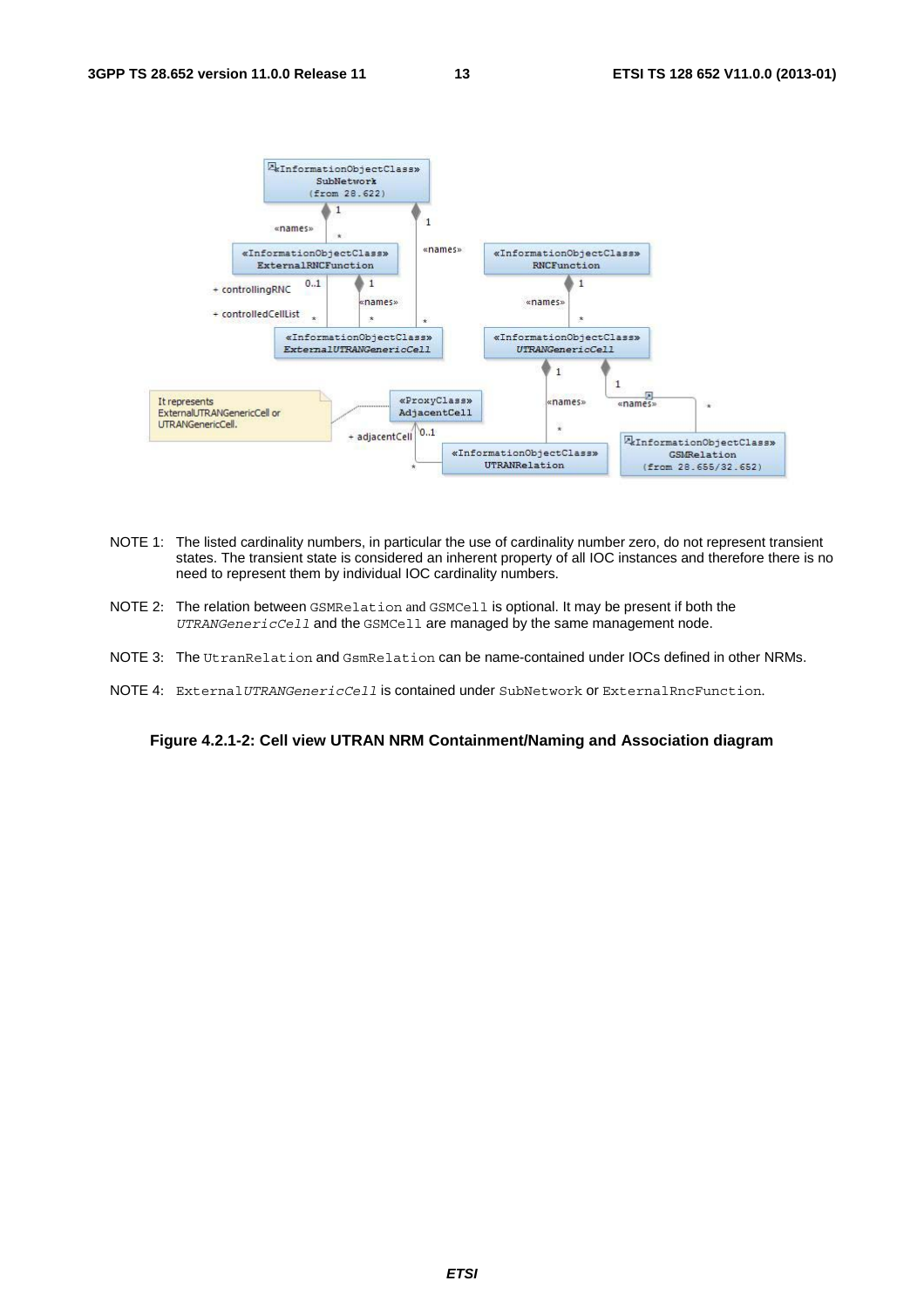NOTE 1: The listed cardinality numbers, in particular the use of cardinality number zero, do not represent transient states. The transient state is considered an inherent property of all IOC instances and therefore there is no need to represent them by individual IOC cardinality numbers.

NOTE 2: The relation between `GSMRelation` and `GSMCell` is optional. It may be present if both the *`UTRANGenericCell`* and the `GSMCell` are managed by the same management node.

NOTE 3: The `UtranRelation` and `GsmRelation` can be name-contained under IOCs defined in other NRMs.

NOTE 4: `External`*`UTRANGenericCell`* is contained under `SubNetwork` or `ExternalRncFunction`.

**Figure 4.2.1-2: Cell view UTRAN NRM Containment/Naming and Association diagram**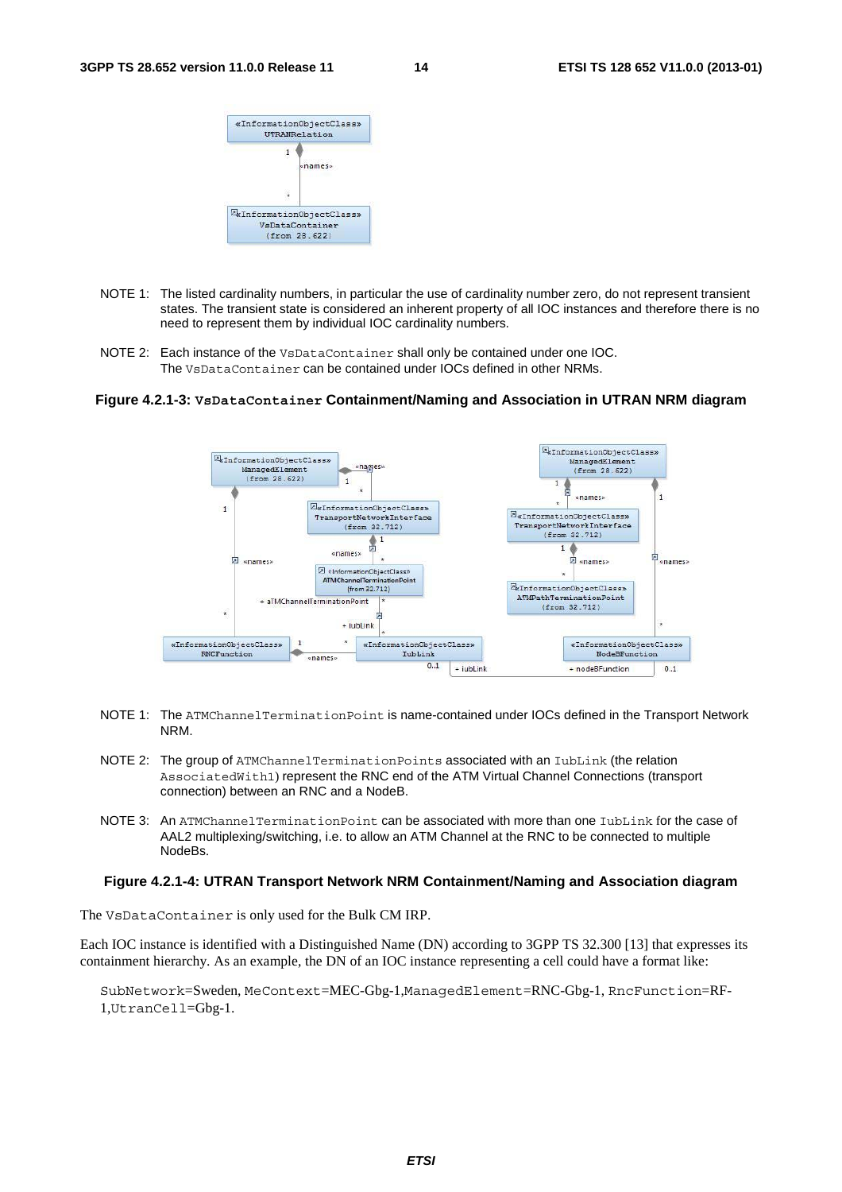NOTE 1: The listed cardinality numbers, in particular the use of cardinality number zero, do not represent transient states. The transient state is considered an inherent property of all IOC instances and therefore there is no need to represent them by individual IOC cardinality numbers.

NOTE 2: Each instance of the `VsDataContainer` shall only be contained under one IOC. The `VsDataContainer` can be contained under IOCs defined in other NRMs.

**Figure 4.2.1-3: `VsDataContainer` Containment/Naming and Association in UTRAN NRM diagram**

NOTE 1: The `ATMChannelTerminationPoint` is name-contained under IOCs defined in the Transport Network NRM.

NOTE 2: The group of `ATMChannelTerminationPoints` associated with an `IubLink` (the relation `AssociatedWith1`) represent the RNC end of the ATM Virtual Channel Connections (transport connection) between an RNC and a NodeB.

NOTE 3: An `ATMChannelTerminationPoint` can be associated with more than one `IubLink` for the case of AAL2 multiplexing/switching, i.e. to allow an ATM Channel at the RNC to be connected to multiple NodeBs.

**Figure 4.2.1-4: UTRAN Transport Network NRM Containment/Naming and Association diagram**

The `VsDataContainer` is only used for the Bulk CM IRP.

Each IOC instance is identified with a Distinguished Name (DN) according to 3GPP TS 32.300 [13] that expresses its containment hierarchy. As an example, the DN of an IOC instance representing a cell could have a format like:

`SubNetwork`=Sweden, `MeContext`=MEC-Gbg-1,`ManagedElement`=RNC-Gbg-1, `RncFunction`=RF-1,`UtranCell`=Gbg-1.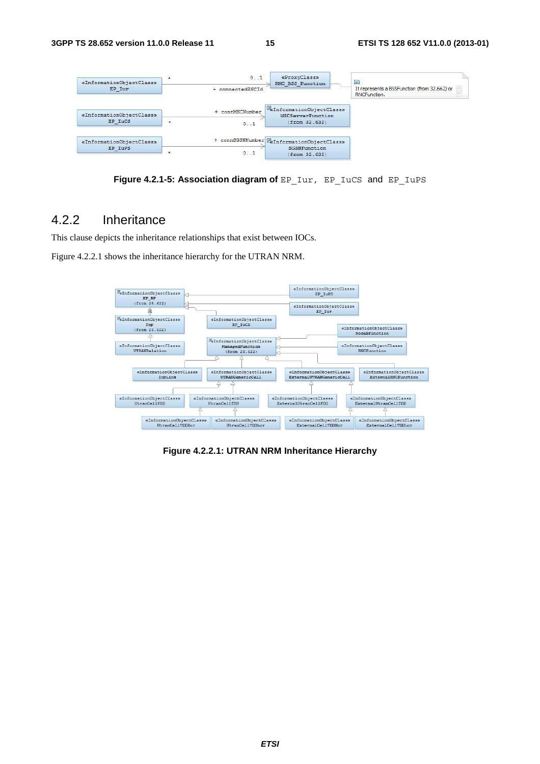Figure 4.2.1-5: Association diagram of EP_Iur, EP_IuCS and EP_IuPS

## 4.2.2 Inheritance

This clause depicts the inheritance relationships that exist between IOCs.

Figure 4.2.2.1 shows the inheritance hierarchy for the UTRAN NRM.

Figure 4.2.2.1: UTRAN NRM Inheritance Hierarchy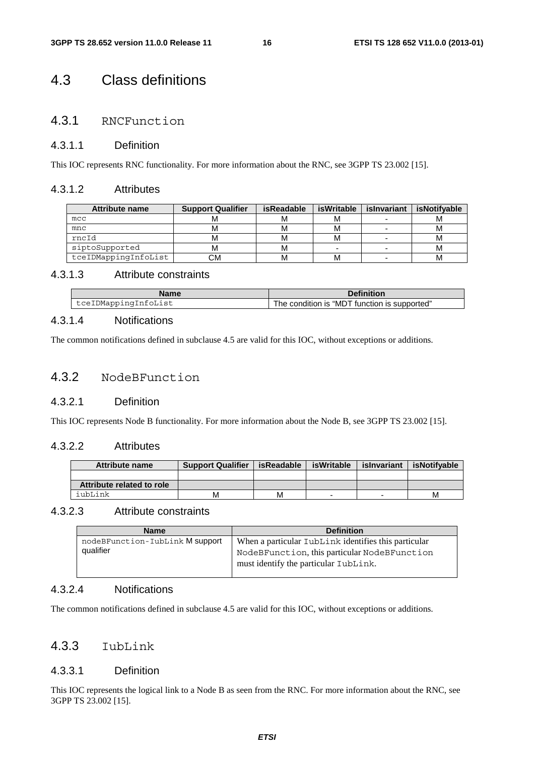# 4.3 Class definitions

## 4.3.1 RNCFunction

### 4.3.1.1 Definition

This IOC represents RNC functionality. For more information about the RNC, see 3GPP TS 23.002 [15].

### 4.3.1.2 Attributes

| Attribute name | Support Qualifier | isReadable | isWritable | isInvariant | isNotifyable |
|---|---|---|---|---|---|
| mcc | M | M | M | - | M |
| mnc | M | M | M | - | M |
| rncId | M | M | M | - | M |
| siptoSupported | M | M | - | - | M |
| tceIDMappingInfoList | CM | M | M | - | M |

### 4.3.1.3 Attribute constraints

| Name | Definition |
|---|---|
| tceIDMappingInfoList | The condition is "MDT function is supported" |

### 4.3.1.4 Notifications

The common notifications defined in subclause 4.5 are valid for this IOC, without exceptions or additions.

## 4.3.2 NodeBFunction

### 4.3.2.1 Definition

This IOC represents Node B functionality. For more information about the Node B, see 3GPP TS 23.002 [15].

### 4.3.2.2 Attributes

| Attribute name | Support Qualifier | isReadable | isWritable | isInvariant | isNotifyable |
|---|---|---|---|---|---|
| | | | | | |
| **Attribute related to role** | | | | | |
| iubLink | M | M | - | - | M |

### 4.3.2.3 Attribute constraints

| Name | Definition |
|---|---|
| nodeBFunction-IubLink M support qualifier | When a particular IubLink identifies this particular NodeBFunction, this particular NodeBFunction must identify the particular IubLink. |

### 4.3.2.4 Notifications

The common notifications defined in subclause 4.5 are valid for this IOC, without exceptions or additions.

## 4.3.3 IubLink

### 4.3.3.1 Definition

This IOC represents the logical link to a Node B as seen from the RNC. For more information about the RNC, see 3GPP TS 23.002 [15].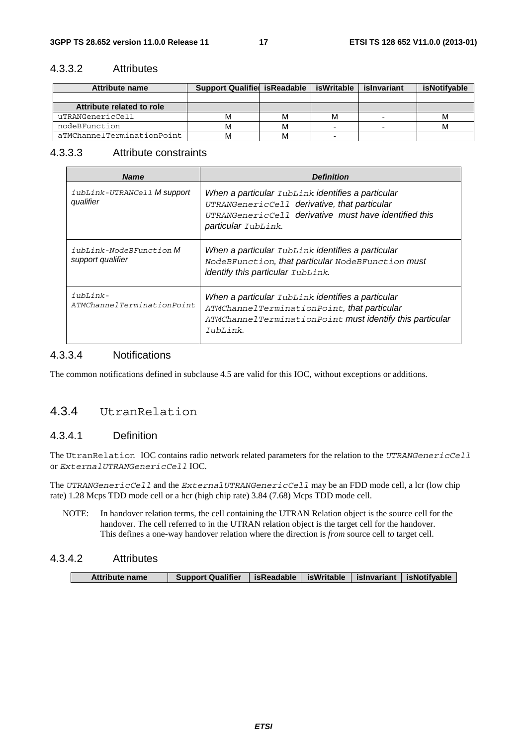#### 4.3.3.2 Attributes

| Attribute name | Support Qualifier | isReadable | isWritable | isInvariant | isNotifyable |
|---|---|---|---|---|---|
| | | | | | |
| **Attribute related to role** | | | | | |
| uTRANGenericCell | M | M | M | - | M |
| nodeBFunction | M | M | - | - | M |
| aTMChannelTerminationPoint | M | M | - | | |

#### 4.3.3.3 Attribute constraints

| Name | Definition |
|---|---|
| *iubLink-UTRANCell M support qualifier* | *When a particular IubLink identifies a particular UTRANGenericCell derivative, that particular UTRANGenericCell derivative must have identified this particular IubLink.* |
| *iubLink-NodeBFunction M support qualifier* | *When a particular IubLink identifies a particular NodeBFunction, that particular NodeBFunction must identify this particular IubLink.* |
| *iubLink-ATMChannelTerminationPoint* | *When a particular IubLink identifies a particular ATMChannelTerminationPoint, that particular ATMChannelTerminationPoint must identify this particular IubLink.* |

#### 4.3.3.4 Notifications

The common notifications defined in subclause 4.5 are valid for this IOC, without exceptions or additions.

### 4.3.4 UtranRelation

#### 4.3.4.1 Definition

The UtranRelation IOC contains radio network related parameters for the relation to the *UTRANGenericCell* or *ExternalUTRANGenericCell* IOC.

The *UTRANGenericCell* and the *ExternalUTRANGenericCell* may be an FDD mode cell, a lcr (low chip rate) 1.28 Mcps TDD mode cell or a hcr (high chip rate) 3.84 (7.68) Mcps TDD mode cell.

NOTE: In handover relation terms, the cell containing the UTRAN Relation object is the source cell for the handover. The cell referred to in the UTRAN relation object is the target cell for the handover. This defines a one-way handover relation where the direction is *from* source cell *to* target cell.

#### 4.3.4.2 Attributes

| Attribute name | Support Qualifier | isReadable | isWritable | isInvariant | isNotifyable |
|---|---|---|---|---|---|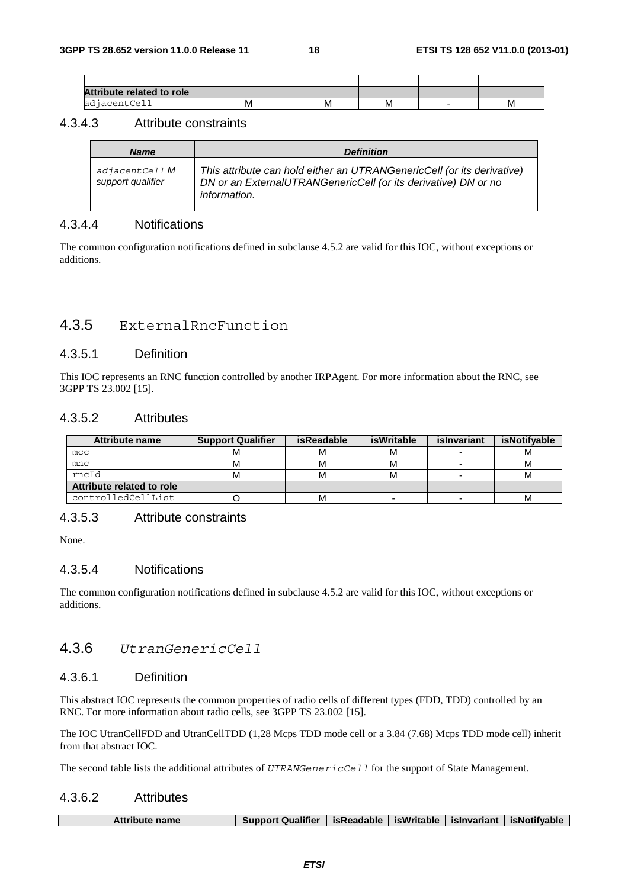| | | | | | |
|---|---|---|---|---|---|
| **Attribute related to role** | | | | | |
| adjacentCell | M | M | M | - | M |

### 4.3.4.3 Attribute constraints

| *Name* | *Definition* |
|---|---|
| *adjacentCell M support qualifier* | *This attribute can hold either an UTRANGenericCell (or its derivative) DN or an ExternalUTRANGenericCell (or its derivative) DN or no information.* |

### 4.3.4.4 Notifications

The common configuration notifications defined in subclause 4.5.2 are valid for this IOC, without exceptions or additions.

## 4.3.5 ExternalRncFunction

### 4.3.5.1 Definition

This IOC represents an RNC function controlled by another IRPAgent. For more information about the RNC, see 3GPP TS 23.002 [15].

### 4.3.5.2 Attributes

| Attribute name | Support Qualifier | isReadable | isWritable | isInvariant | isNotifyable |
|---|---|---|---|---|---|
| mcc | M | M | M | - | M |
| mnc | M | M | M | - | M |
| rncId | M | M | M | - | M |
| **Attribute related to role** | | | | | |
| controlledCellList | O | M | - | - | M |

### 4.3.5.3 Attribute constraints

None.

### 4.3.5.4 Notifications

The common configuration notifications defined in subclause 4.5.2 are valid for this IOC, without exceptions or additions.

## 4.3.6 *UtranGenericCell*

### 4.3.6.1 Definition

This abstract IOC represents the common properties of radio cells of different types (FDD, TDD) controlled by an RNC. For more information about radio cells, see 3GPP TS 23.002 [15].

The IOC UtranCellFDD and UtranCellTDD (1,28 Mcps TDD mode cell or a 3.84 (7.68) Mcps TDD mode cell) inherit from that abstract IOC.

The second table lists the additional attributes of *UTRANGenericCell* for the support of State Management.

### 4.3.6.2 Attributes

| Attribute name | Support Qualifier | isReadable | isWritable | isInvariant | isNotifyable |
|---|---|---|---|---|---|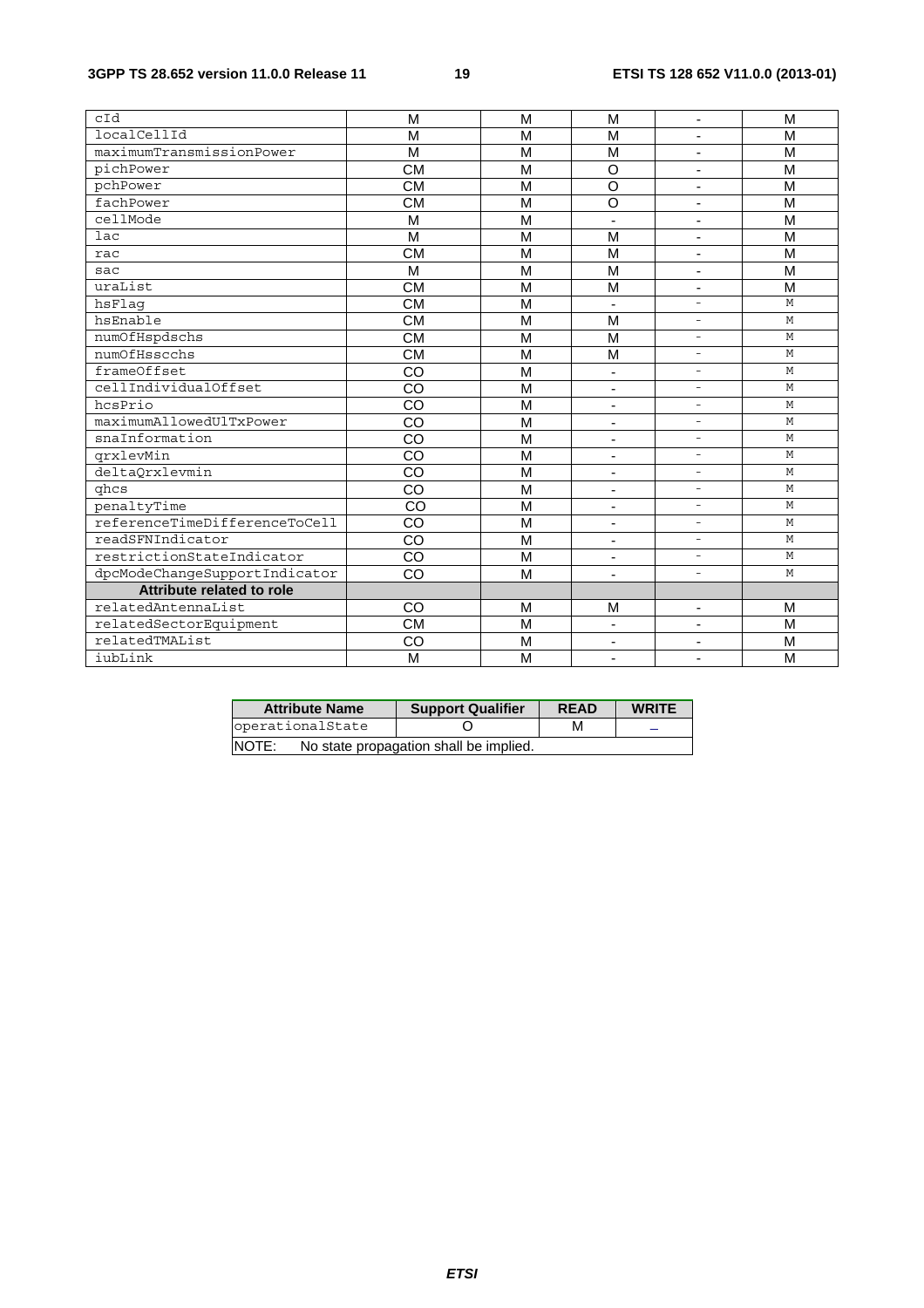| | | | | | |
|---|---|---|---|---|---|
| cId | M | M | M | - | M |
| localCellId | M | M | M | - | M |
| maximumTransmissionPower | M | M | M | - | M |
| pichPower | CM | M | O | - | M |
| pchPower | CM | M | O | - | M |
| fachPower | CM | M | O | - | M |
| cellMode | M | M | - | - | M |
| lac | M | M | M | - | M |
| rac | CM | M | M | - | M |
| sac | M | M | M | - | M |
| uraList | CM | M | M | - | M |
| hsFlag | CM | M | - | - | M |
| hsEnable | CM | M | M | - | M |
| numOfHspdschs | CM | M | M | - | M |
| numOfHsscchs | CM | M | M | - | M |
| frameOffset | CO | M | - | - | M |
| cellIndividualOffset | CO | M | - | - | M |
| hcsPrio | CO | M | - | - | M |
| maximumAllowedUlTxPower | CO | M | - | - | M |
| snaInformation | CO | M | - | - | M |
| qrxlevMin | CO | M | - | - | M |
| deltaQrxlevmin | CO | M | - | - | M |
| qhcs | CO | M | - | - | M |
| penaltyTime | CO | M | - | - | M |
| referenceTimeDifferenceToCell | CO | M | - | - | M |
| readSFNIndicator | CO | M | - | - | M |
| restrictionStateIndicator | CO | M | - | - | M |
| dpcModeChangeSupportIndicator | CO | M | - | - | M |
| **Attribute related to role** | | | | | |
| relatedAntennaList | CO | M | M | - | M |
| relatedSectorEquipment | CM | M | - | - | M |
| relatedTMAList | CO | M | - | - | M |
| iubLink | M | M | - | - | M |

| Attribute Name | Support Qualifier | READ | WRITE |
|---|---|---|---|
| operationalState | O | M | – |
| NOTE: No state propagation shall be implied. | | | |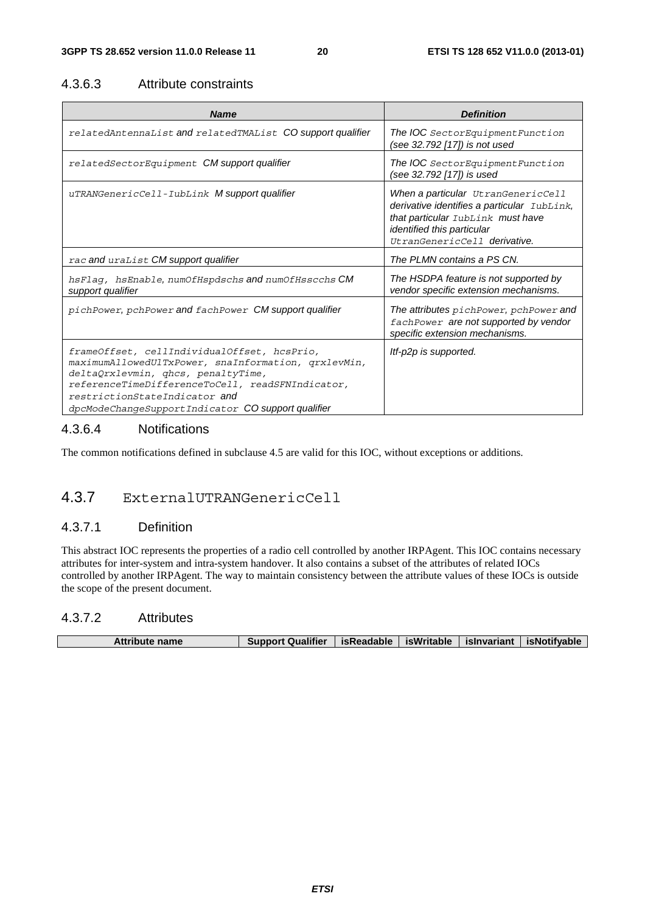#### 4.3.6.3 Attribute constraints

| *Name* | *Definition* |
|---|---|
| *relatedAntennaList and relatedTMAList CO support qualifier* | *The IOC SectorEquipmentFunction (see 32.792 [17]) is not used* |
| *relatedSectorEquipment CM support qualifier* | *The IOC SectorEquipmentFunction (see 32.792 [17]) is used* |
| *uTRANGenericCell-IubLink M support qualifier* | *When a particular UtranGenericCell derivative identifies a particular IubLink, that particular IubLink must have identified this particular UtranGenericCell derivative.* |
| *rac and uraList CM support qualifier* | *The PLMN contains a PS CN.* |
| *hsFlag, hsEnable, numOfHspdschs and numOfHsscchs CM support qualifier* | *The HSDPA feature is not supported by vendor specific extension mechanisms.* |
| *pichPower, pchPower and fachPower CM support qualifier* | *The attributes pichPower, pchPower and fachPower are not supported by vendor specific extension mechanisms.* |
| *frameOffset, cellIndividualOffset, hcsPrio, maximumAllowedUlTxPower, snaInformation, qrxlevMin, deltaQrxlevmin, qhcs, penaltyTime, referenceTimeDifferenceToCell, readSFNIndicator, restrictionStateIndicator and dpcModeChangeSupportIndicator CO support qualifier* | *Itf-p2p is supported.* |

#### 4.3.6.4 Notifications

The common notifications defined in subclause 4.5 are valid for this IOC, without exceptions or additions.

### 4.3.7 ExternalUTRANGenericCell

#### 4.3.7.1 Definition

This abstract IOC represents the properties of a radio cell controlled by another IRPAgent. This IOC contains necessary attributes for inter-system and intra-system handover. It also contains a subset of the attributes of related IOCs controlled by another IRPAgent. The way to maintain consistency between the attribute values of these IOCs is outside the scope of the present document.

#### 4.3.7.2 Attributes

| Attribute name | Support Qualifier | isReadable | isWritable | isInvariant | isNotifyable |
|---|---|---|---|---|---|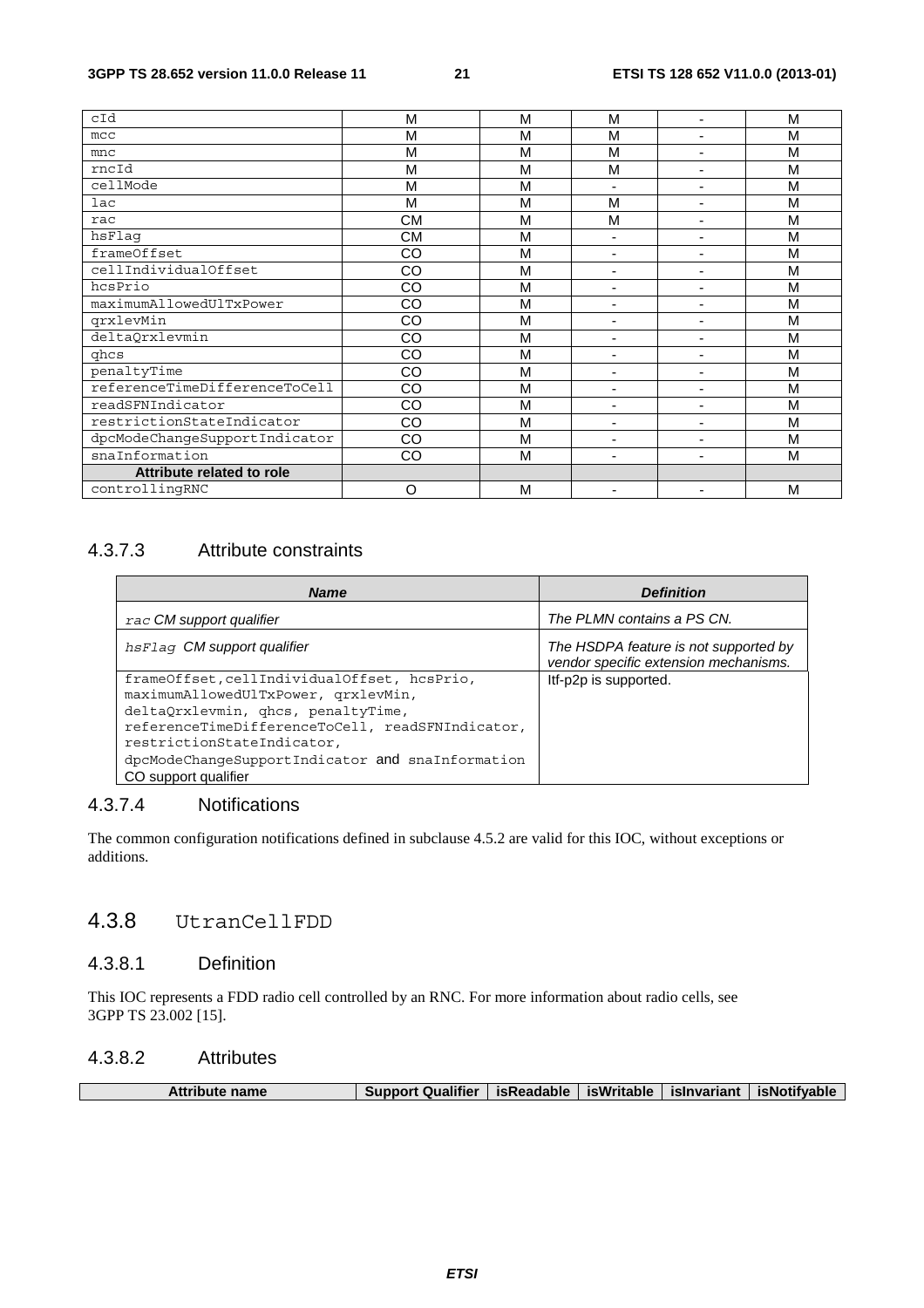| | | | | | |
|---|---|---|---|---|---|
| cId | M | M | M | - | M |
| mcc | M | M | M | - | M |
| mnc | M | M | M | - | M |
| rncId | M | M | M | - | M |
| cellMode | M | M | - | - | M |
| lac | M | M | M | - | M |
| rac | CM | M | M | - | M |
| hsFlag | CM | M | - | - | M |
| frameOffset | CO | M | - | - | M |
| cellIndividualOffset | CO | M | - | - | M |
| hcsPrio | CO | M | - | - | M |
| maximumAllowedUlTxPower | CO | M | - | - | M |
| qrxlevMin | CO | M | - | - | M |
| deltaQrxlevmin | CO | M | - | - | M |
| qhcs | CO | M | - | - | M |
| penaltyTime | CO | M | - | - | M |
| referenceTimeDifferenceToCell | CO | M | - | - | M |
| readSFNIndicator | CO | M | - | - | M |
| restrictionStateIndicator | CO | M | - | - | M |
| dpcModeChangeSupportIndicator | CO | M | - | - | M |
| snaInformation | CO | M | - | - | M |
| **Attribute related to role** | | | | | |
| controllingRNC | O | M | - | - | M |

### 4.3.7.3 Attribute constraints

| **Name** | **Definition** |
|---|---|
| *rac CM support qualifier* | *The PLMN contains a PS CN.* |
| *hsFlag CM support qualifier* | *The HSDPA feature is not supported by vendor specific extension mechanisms.* |
| frameOffset, cellIndividualOffset, hcsPrio, maximumAllowedUlTxPower, qrxlevMin, deltaQrxlevmin, qhcs, penaltyTime, referenceTimeDifferenceToCell, readSFNIndicator, restrictionStateIndicator, dpcModeChangeSupportIndicator and snaInformation CO support qualifier | Itf-p2p is supported. |

### 4.3.7.4 Notifications

The common configuration notifications defined in subclause 4.5.2 are valid for this IOC, without exceptions or additions.

## 4.3.8 UtranCellFDD

### 4.3.8.1 Definition

This IOC represents a FDD radio cell controlled by an RNC. For more information about radio cells, see 3GPP TS 23.002 [15].

### 4.3.8.2 Attributes

| Attribute name | Support Qualifier | isReadable | isWritable | isInvariant | isNotifyable |
|---|---|---|---|---|---|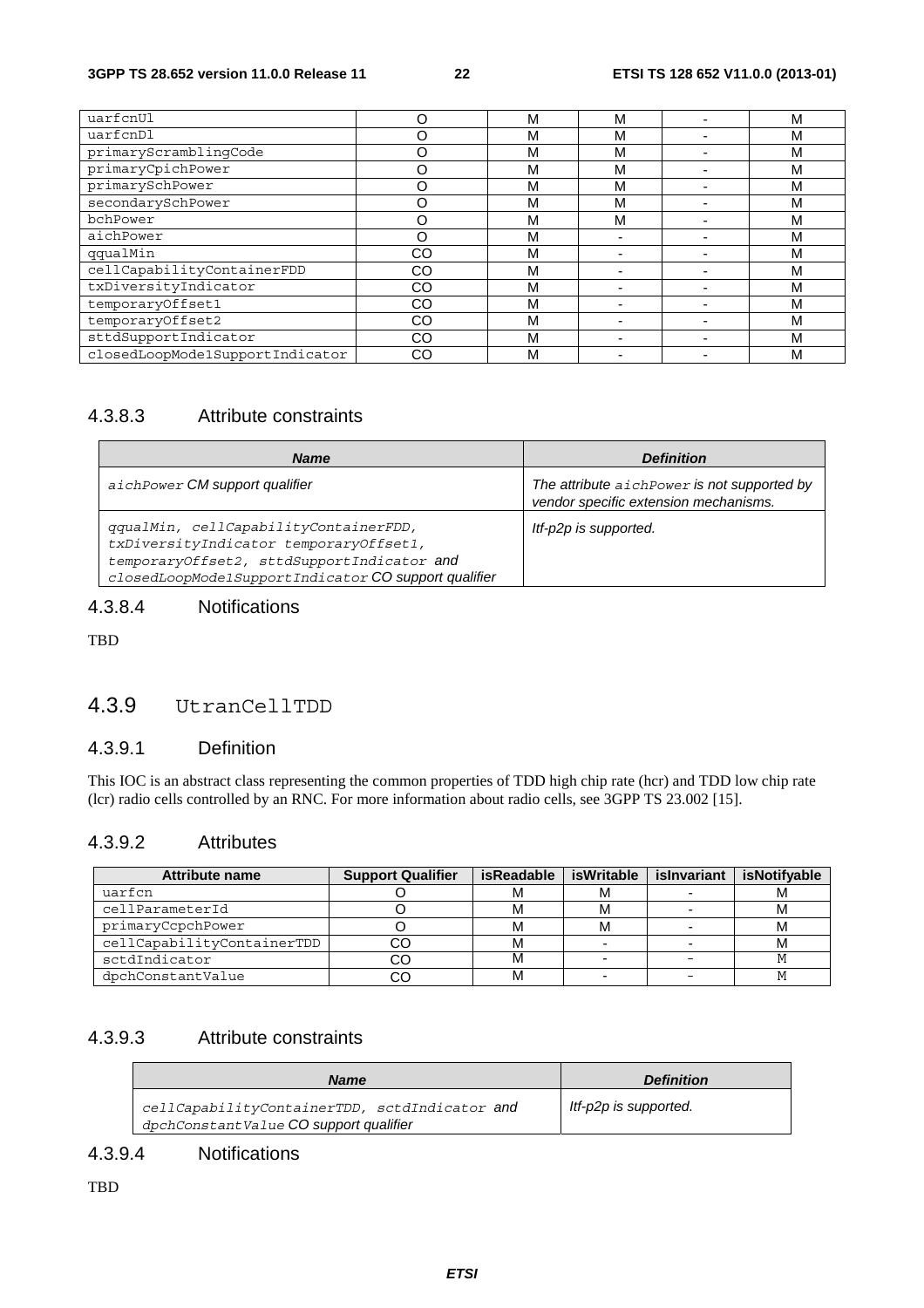| | | | | | |
|---|---|---|---|---|---|
| uarfcnUl | O | M | M | - | M |
| uarfcnDl | O | M | M | - | M |
| primaryScramblingCode | O | M | M | - | M |
| primaryCpichPower | O | M | M | - | M |
| primarySchPower | O | M | M | - | M |
| secondarySchPower | O | M | M | - | M |
| bchPower | O | M | M | - | M |
| aichPower | O | M | - | - | M |
| qqualMin | CO | M | - | - | M |
| cellCapabilityContainerFDD | CO | M | - | - | M |
| txDiversityIndicator | CO | M | - | - | M |
| temporaryOffset1 | CO | M | - | - | M |
| temporaryOffset2 | CO | M | - | - | M |
| sttdSupportIndicator | CO | M | - | - | M |
| closedLoopMode1SupportIndicator | CO | M | - | - | M |

### 4.3.8.3 Attribute constraints

| ***Name*** | ***Definition*** |
|---|---|
| *aichPower CM support qualifier* | *The attribute aichPower is not supported by vendor specific extension mechanisms.* |
| *qqualMin, cellCapabilityContainerFDD, txDiversityIndicator temporaryOffset1, temporaryOffset2, sttdSupportIndicator and closedLoopMode1SupportIndicator CO support qualifier* | *Itf-p2p is supported.* |

### 4.3.8.4 Notifications

TBD

## 4.3.9 UtranCellTDD

### 4.3.9.1 Definition

This IOC is an abstract class representing the common properties of TDD high chip rate (hcr) and TDD low chip rate (lcr) radio cells controlled by an RNC. For more information about radio cells, see 3GPP TS 23.002 [15].

### 4.3.9.2 Attributes

| Attribute name | Support Qualifier | isReadable | isWritable | isInvariant | isNotifyable |
|---|---|---|---|---|---|
| uarfcn | O | M | M | - | M |
| cellParameterId | O | M | M | - | M |
| primaryCcpchPower | O | M | M | - | M |
| cellCapabilityContainerTDD | CO | M | - | - | M |
| sctdIndicator | CO | M | - | - | M |
| dpchConstantValue | CO | M | - | - | M |

### 4.3.9.3 Attribute constraints

| ***Name*** | ***Definition*** |
|---|---|
| *cellCapabilityContainerTDD, sctdIndicator and dpchConstantValue CO support qualifier* | *Itf-p2p is supported.* |

### 4.3.9.4 Notifications

TBD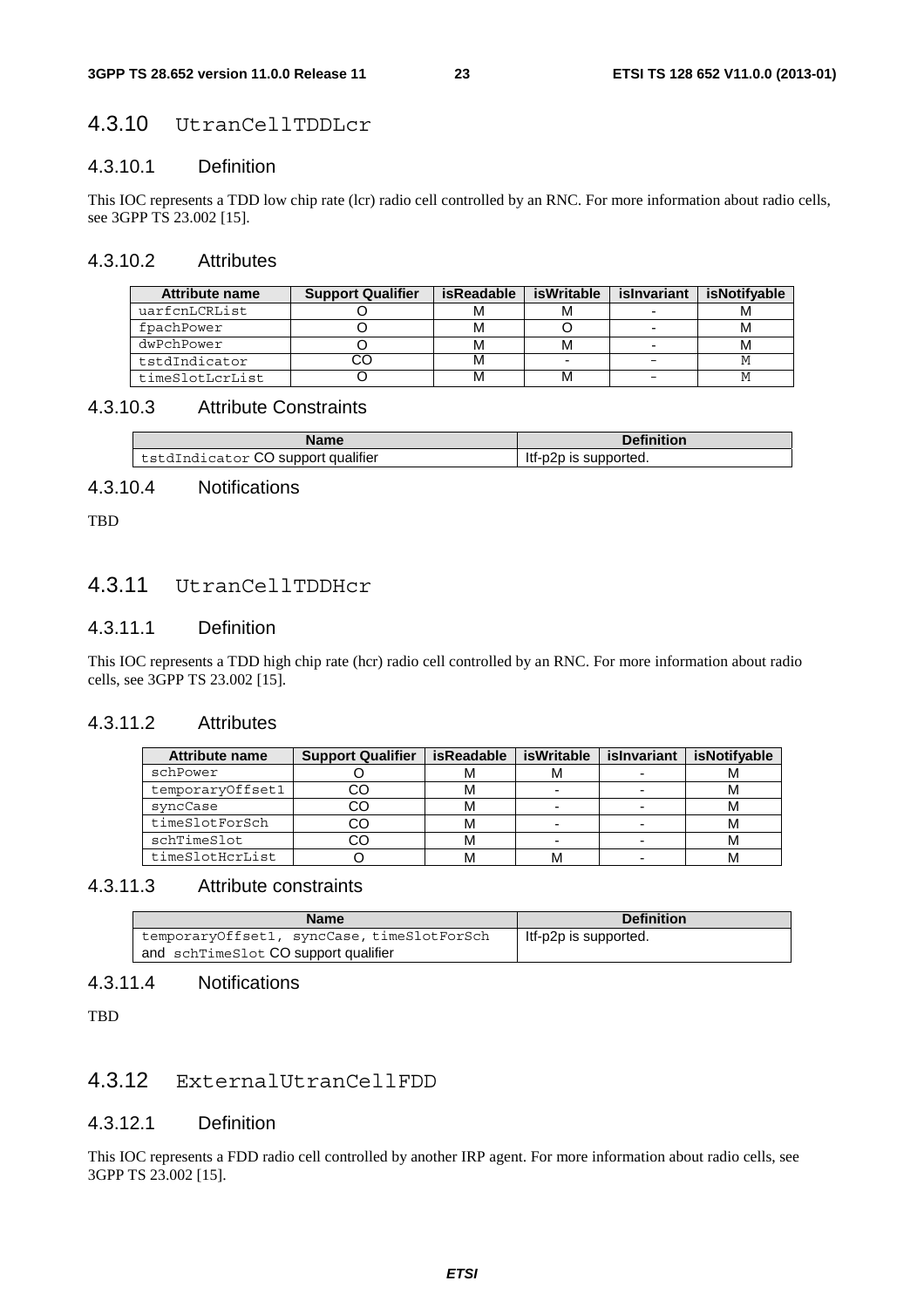### 4.3.10 UtranCellTDDLcr

#### 4.3.10.1 Definition

This IOC represents a TDD low chip rate (lcr) radio cell controlled by an RNC. For more information about radio cells, see 3GPP TS 23.002 [15].

#### 4.3.10.2 Attributes

| Attribute name | Support Qualifier | isReadable | isWritable | isInvariant | isNotifyable |
|---|---|---|---|---|---|
| uarfcnLCRList | O | M | M | - | M |
| fpachPower | O | M | O | - | M |
| dwPchPower | O | M | M | - | M |
| tstdIndicator | CO | M | - | - | M |
| timeSlotLcrList | O | M | M | - | M |

#### 4.3.10.3 Attribute Constraints

| Name | Definition |
|---|---|
| tstdIndicator CO support qualifier | Itf-p2p is supported. |

#### 4.3.10.4 Notifications

TBD

### 4.3.11 UtranCellTDDHcr

#### 4.3.11.1 Definition

This IOC represents a TDD high chip rate (hcr) radio cell controlled by an RNC. For more information about radio cells, see 3GPP TS 23.002 [15].

#### 4.3.11.2 Attributes

| Attribute name | Support Qualifier | isReadable | isWritable | isInvariant | isNotifyable |
|---|---|---|---|---|---|
| schPower | O | M | M | - | M |
| temporaryOffset1 | CO | M | - | - | M |
| syncCase | CO | M | - | - | M |
| timeSlotForSch | CO | M | - | - | M |
| schTimeSlot | CO | M | - | - | M |
| timeSlotHcrList | O | M | M | - | M |

#### 4.3.11.3 Attribute constraints

| Name | Definition |
|---|---|
| temporaryOffset1, syncCase, timeSlotForSch and schTimeSlot CO support qualifier | Itf-p2p is supported. |

#### 4.3.11.4 Notifications

TBD

### 4.3.12 ExternalUtranCellFDD

#### 4.3.12.1 Definition

This IOC represents a FDD radio cell controlled by another IRP agent. For more information about radio cells, see 3GPP TS 23.002 [15].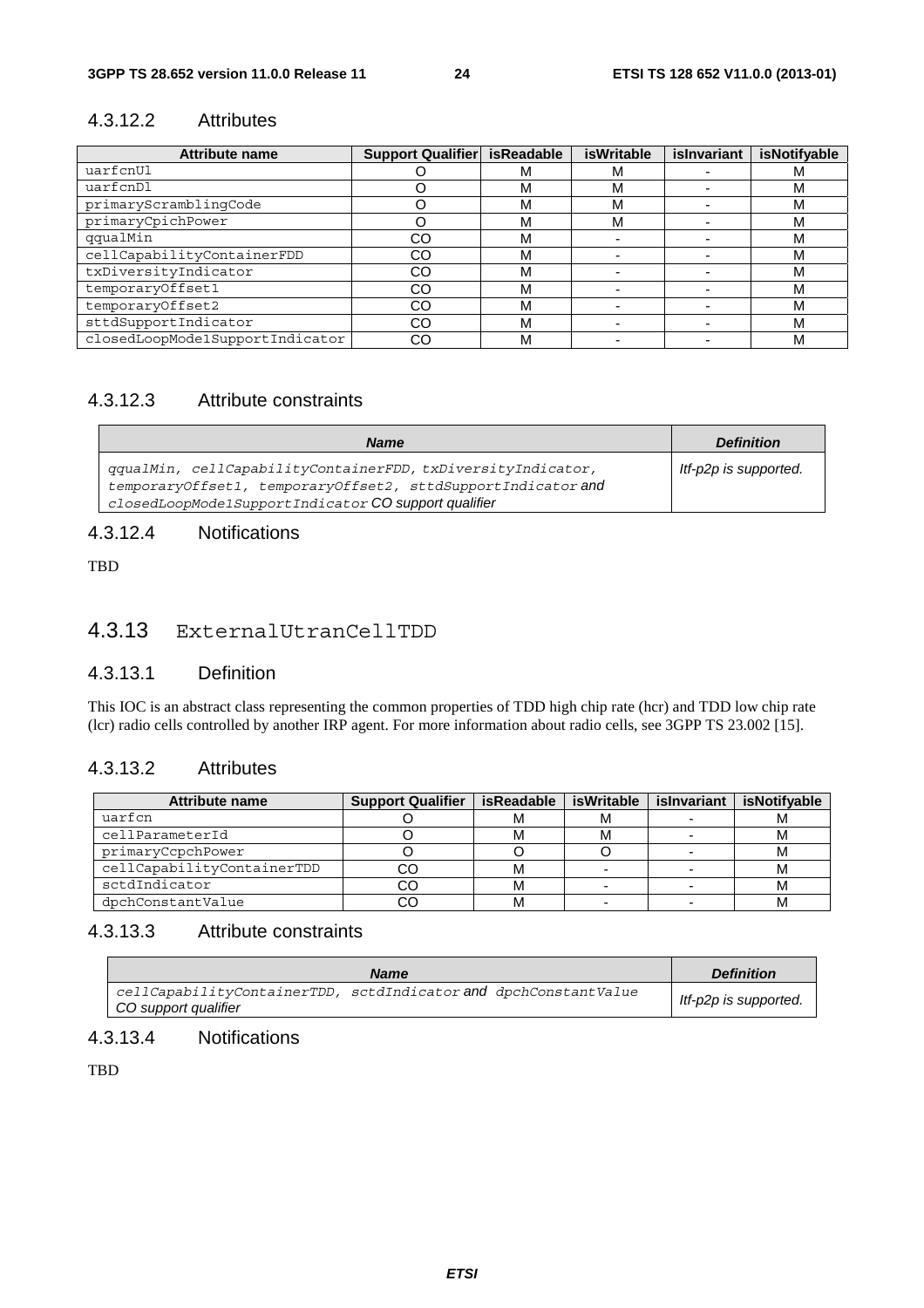### 4.3.12.2 Attributes

| Attribute name | Support Qualifier | isReadable | isWritable | isInvariant | isNotifyable |
|---|---|---|---|---|---|
| uarfcnUl | O | M | M | - | M |
| uarfcnDl | O | M | M | - | M |
| primaryScramblingCode | O | M | M | - | M |
| primaryCpichPower | O | M | M | - | M |
| qqualMin | CO | M | - | - | M |
| cellCapabilityContainerFDD | CO | M | - | - | M |
| txDiversityIndicator | CO | M | - | - | M |
| temporaryOffset1 | CO | M | - | - | M |
| temporaryOffset2 | CO | M | - | - | M |
| sttdSupportIndicator | CO | M | - | - | M |
| closedLoopMode1SupportIndicator | CO | M | - | - | M |

### 4.3.12.3 Attribute constraints

| *Name* | *Definition* |
|---|---|
| *qqualMin, cellCapabilityContainerFDD, txDiversityIndicator, temporaryOffset1, temporaryOffset2, sttdSupportIndicator and closedLoopMode1SupportIndicator CO support qualifier* | *Itf-p2p is supported.* |

### 4.3.12.4 Notifications

TBD

## 4.3.13 ExternalUtranCellTDD

### 4.3.13.1 Definition

This IOC is an abstract class representing the common properties of TDD high chip rate (hcr) and TDD low chip rate (lcr) radio cells controlled by another IRP agent. For more information about radio cells, see 3GPP TS 23.002 [15].

### 4.3.13.2 Attributes

| Attribute name | Support Qualifier | isReadable | isWritable | isInvariant | isNotifyable |
|---|---|---|---|---|---|
| uarfcn | O | M | M | - | M |
| cellParameterId | O | M | M | - | M |
| primaryCcpchPower | O | O | O | - | M |
| cellCapabilityContainerTDD | CO | M | - | - | M |
| sctdIndicator | CO | M | - | - | M |
| dpchConstantValue | CO | M | - | - | M |

### 4.3.13.3 Attribute constraints

| *Name* | *Definition* |
|---|---|
| *cellCapabilityContainerTDD, sctdIndicator and dpchConstantValue CO support qualifier* | *Itf-p2p is supported.* |

### 4.3.13.4 Notifications

TBD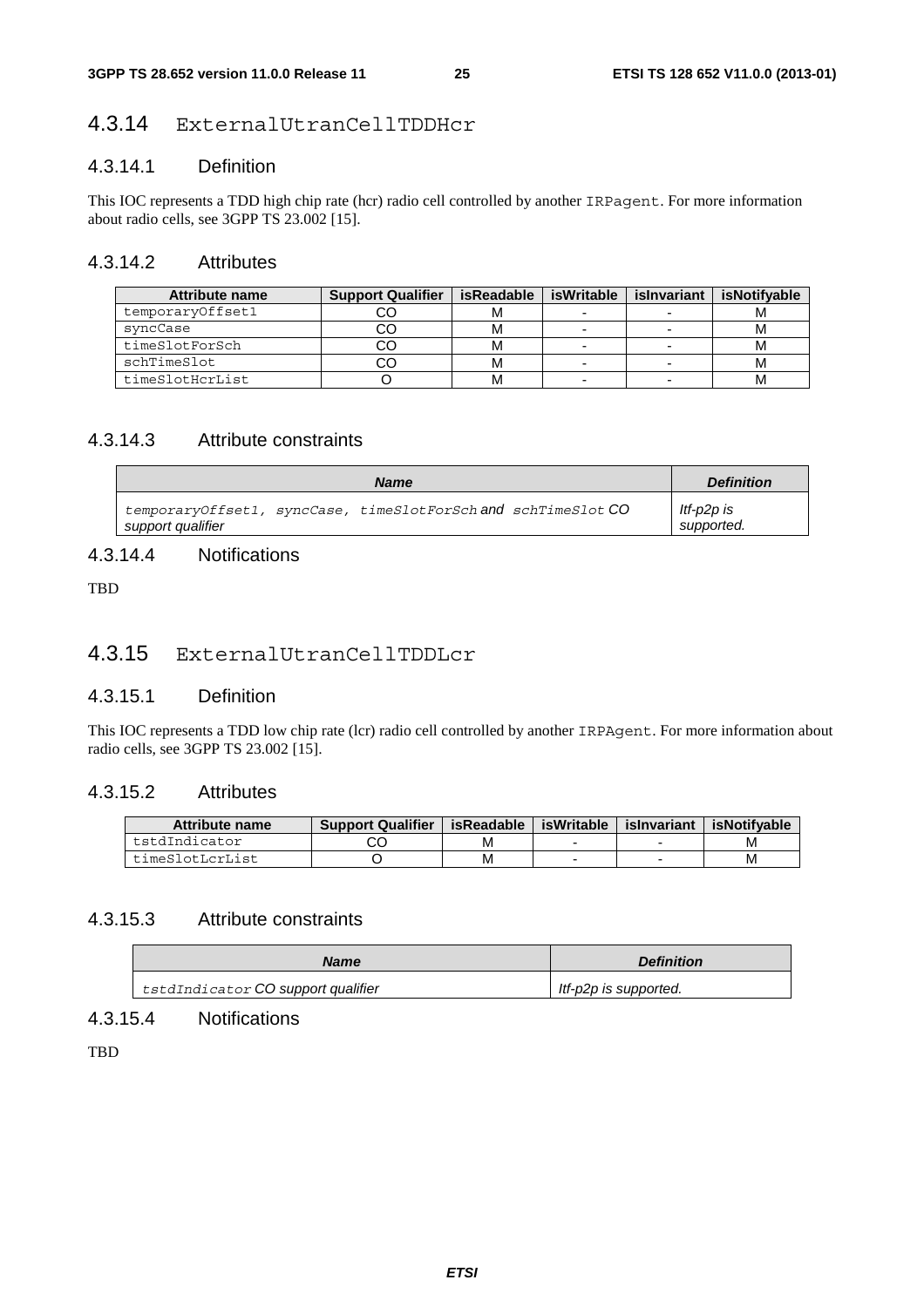### 4.3.14 ExternalUtranCellTDDHcr

#### 4.3.14.1 Definition

This IOC represents a TDD high chip rate (hcr) radio cell controlled by another IRPagent. For more information about radio cells, see 3GPP TS 23.002 [15].

#### 4.3.14.2 Attributes

| Attribute name | Support Qualifier | isReadable | isWritable | isInvariant | isNotifyable |
|---|---|---|---|---|---|
| temporaryOffset1 | CO | M | - | - | M |
| syncCase | CO | M | - | - | M |
| timeSlotForSch | CO | M | - | - | M |
| schTimeSlot | CO | M | - | - | M |
| timeSlotHcrList | O | M | - | - | M |

#### 4.3.14.3 Attribute constraints

| *Name* | *Definition* |
|---|---|
| *temporaryOffset1, syncCase, timeSlotForSch and schTimeSlot CO support qualifier* | *Itf-p2p is supported.* |

#### 4.3.14.4 Notifications

TBD

### 4.3.15 ExternalUtranCellTDDLcr

#### 4.3.15.1 Definition

This IOC represents a TDD low chip rate (lcr) radio cell controlled by another IRPAgent. For more information about radio cells, see 3GPP TS 23.002 [15].

#### 4.3.15.2 Attributes

| Attribute name | Support Qualifier | isReadable | isWritable | isInvariant | isNotifyable |
|---|---|---|---|---|---|
| tstdIndicator | CO | M | - | - | M |
| timeSlotLcrList | O | M | - | - | M |

#### 4.3.15.3 Attribute constraints

| *Name* | *Definition* |
|---|---|
| *tstdIndicator CO support qualifier* | *Itf-p2p is supported.* |

#### 4.3.15.4 Notifications

TBD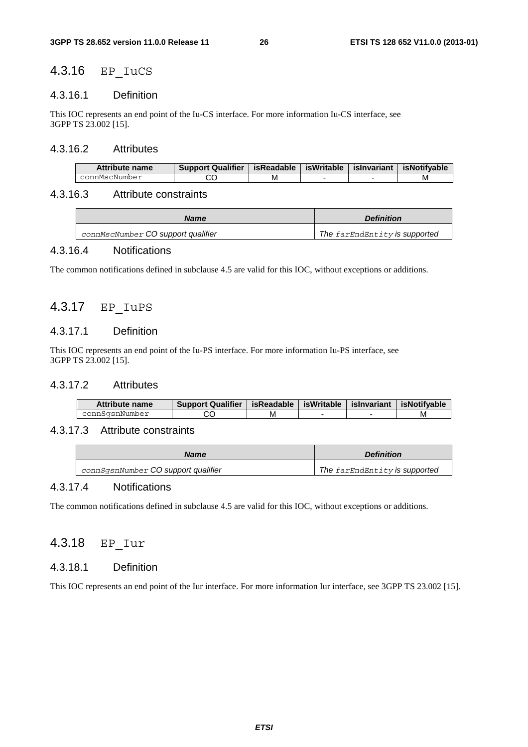## 4.3.16 EP_IuCS

### 4.3.16.1 Definition

This IOC represents an end point of the Iu-CS interface. For more information Iu-CS interface, see 3GPP TS 23.002 [15].

### 4.3.16.2 Attributes

| Attribute name | Support Qualifier | isReadable | isWritable | isInvariant | isNotifyable |
|---|---|---|---|---|---|
| connMscNumber | CO | M | - | - | M |

### 4.3.16.3 Attribute constraints

| *Name* | *Definition* |
|---|---|
| *connMscNumber CO support qualifier* | *The farEndEntity is supported* |

### 4.3.16.4 Notifications

The common notifications defined in subclause 4.5 are valid for this IOC, without exceptions or additions.

## 4.3.17 EP_IuPS

### 4.3.17.1 Definition

This IOC represents an end point of the Iu-PS interface. For more information Iu-PS interface, see 3GPP TS 23.002 [15].

### 4.3.17.2 Attributes

| Attribute name | Support Qualifier | isReadable | isWritable | isInvariant | isNotifyable |
|---|---|---|---|---|---|
| connSgsnNumber | CO | M | - | - | M |

### 4.3.17.3 Attribute constraints

| *Name* | *Definition* |
|---|---|
| *connSgsnNumber CO support qualifier* | *The farEndEntity is supported* |

### 4.3.17.4 Notifications

The common notifications defined in subclause 4.5 are valid for this IOC, without exceptions or additions.

## 4.3.18 EP_Iur

### 4.3.18.1 Definition

This IOC represents an end point of the Iur interface. For more information Iur interface, see 3GPP TS 23.002 [15].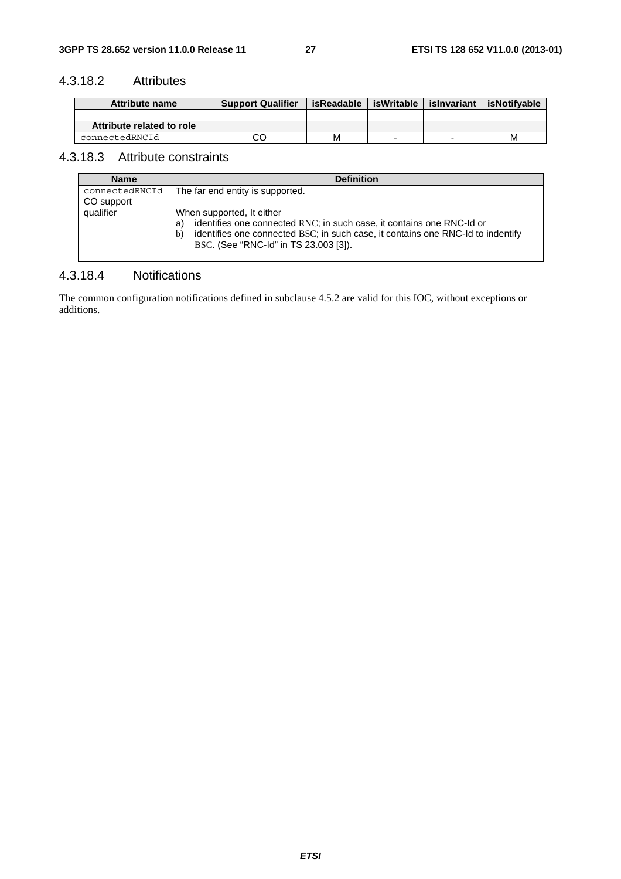### 4.3.18.2 Attributes

| Attribute name | Support Qualifier | isReadable | isWritable | isInvariant | isNotifyable |
|---|---|---|---|---|---|
| | | | | | |
| **Attribute related to role** | | | | | |
| connectedRNCId | CO | M | - | - | M |

### 4.3.18.3 Attribute constraints

| Name | Definition |
|---|---|
| connectedRNCId CO support qualifier | The far end entity is supported.<br><br>When supported, It either<br>a) identifies one connected RNC; in such case, it contains one RNC-Id or<br>b) identifies one connected BSC; in such case, it contains one RNC-Id to indentify BSC. (See "RNC-Id" in TS 23.003 [3]). |

### 4.3.18.4 Notifications

The common configuration notifications defined in subclause 4.5.2 are valid for this IOC, without exceptions or additions.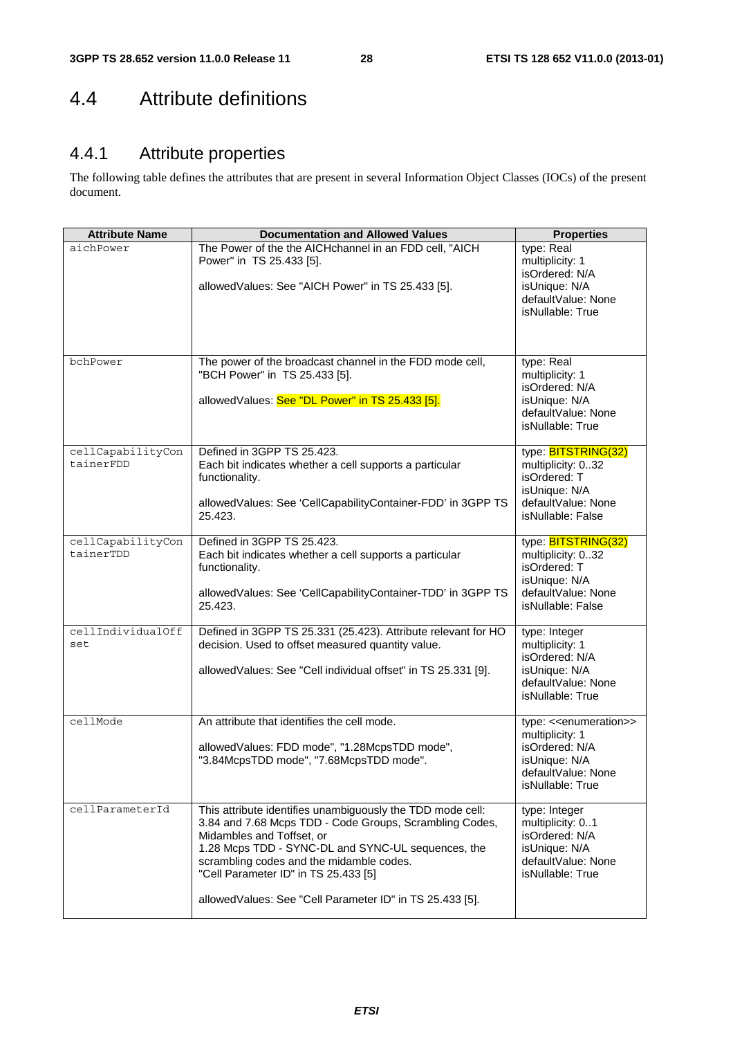# 4.4 Attribute definitions

## 4.4.1 Attribute properties

The following table defines the attributes that are present in several Information Object Classes (IOCs) of the present document.

| Attribute Name | Documentation and Allowed Values | Properties |
|---|---|---|
| aichPower | The Power of the the AICHchannel in an FDD cell, "AICH Power" in TS 25.433 [5].<br><br>allowedValues: See "AICH Power" in TS 25.433 [5]. | type: Real<br>multiplicity: 1<br>isOrdered: N/A<br>isUnique: N/A<br>defaultValue: None<br>isNullable: True |
| bchPower | The power of the broadcast channel in the FDD mode cell, "BCH Power" in TS 25.433 [5].<br><br>allowedValues: See "DL Power" in TS 25.433 [5]. | type: Real<br>multiplicity: 1<br>isOrdered: N/A<br>isUnique: N/A<br>defaultValue: None<br>isNullable: True |
| cellCapabilityContainerFDD | Defined in 3GPP TS 25.423.<br>Each bit indicates whether a cell supports a particular functionality.<br><br>allowedValues: See 'CellCapabilityContainer-FDD' in 3GPP TS 25.423. | type: BITSTRING(32)<br>multiplicity: 0..32<br>isOrdered: T<br>isUnique: N/A<br>defaultValue: None<br>isNullable: False |
| cellCapabilityContainerTDD | Defined in 3GPP TS 25.423.<br>Each bit indicates whether a cell supports a particular functionality.<br><br>allowedValues: See 'CellCapabilityContainer-TDD' in 3GPP TS 25.423. | type: BITSTRING(32)<br>multiplicity: 0..32<br>isOrdered: T<br>isUnique: N/A<br>defaultValue: None<br>isNullable: False |
| cellIndividualOffset | Defined in 3GPP TS 25.331 (25.423). Attribute relevant for HO decision. Used to offset measured quantity value.<br><br>allowedValues: See "Cell individual offset" in TS 25.331 [9]. | type: Integer<br>multiplicity: 1<br>isOrdered: N/A<br>isUnique: N/A<br>defaultValue: None<br>isNullable: True |
| cellMode | An attribute that identifies the cell mode.<br><br>allowedValues: FDD mode", "1.28McpsTDD mode", "3.84McpsTDD mode", "7.68McpsTDD mode". | type: <<enumeration>><br>multiplicity: 1<br>isOrdered: N/A<br>isUnique: N/A<br>defaultValue: None<br>isNullable: True |
| cellParameterId | This attribute identifies unambiguously the TDD mode cell:<br>3.84 and 7.68 Mcps TDD - Code Groups, Scrambling Codes, Midambles and Toffset, or<br>1.28 Mcps TDD - SYNC-DL and SYNC-UL sequences, the scrambling codes and the midamble codes.<br>"Cell Parameter ID" in TS 25.433 [5]<br><br>allowedValues: See "Cell Parameter ID" in TS 25.433 [5]. | type: Integer<br>multiplicity: 0..1<br>isOrdered: N/A<br>isUnique: N/A<br>defaultValue: None<br>isNullable: True |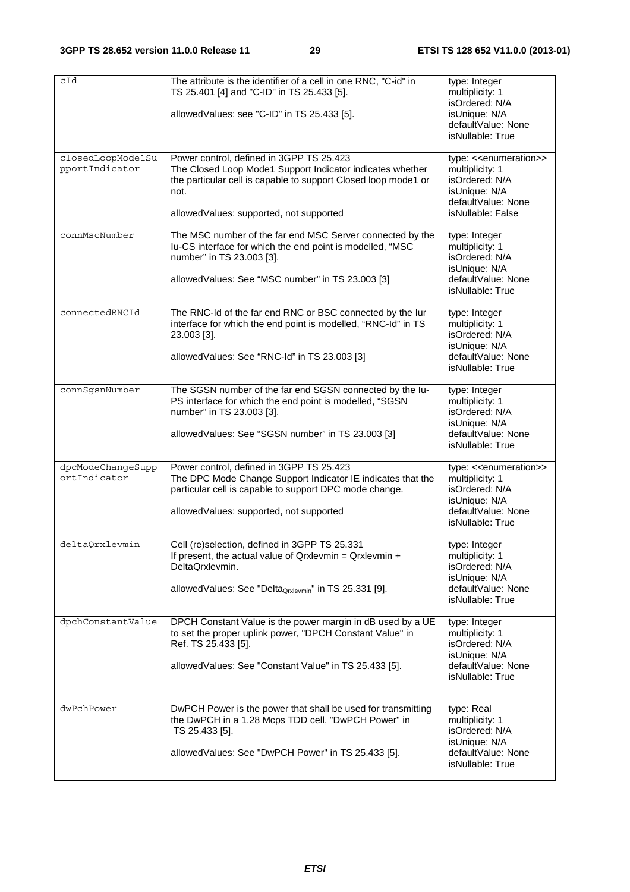| cId | The attribute is the identifier of a cell in one RNC, "C-id" in TS 25.401 [4] and "C-ID" in TS 25.433 [5].<br><br>allowedValues: see "C-ID" in TS 25.433 [5]. | type: Integer<br>multiplicity: 1<br>isOrdered: N/A<br>isUnique: N/A<br>defaultValue: None<br>isNullable: True |
|---|---|---|
| closedLoopMode1SupportIndicator | Power control, defined in 3GPP TS 25.423<br>The Closed Loop Mode1 Support Indicator indicates whether the particular cell is capable to support Closed loop mode1 or not.<br><br>allowedValues: supported, not supported | type: <<enumeration>><br>multiplicity: 1<br>isOrdered: N/A<br>isUnique: N/A<br>defaultValue: None<br>isNullable: False |
| connMscNumber | The MSC number of the far end MSC Server connected by the Iu-CS interface for which the end point is modelled, "MSC number" in TS 23.003 [3].<br><br>allowedValues: See "MSC number" in TS 23.003 [3] | type: Integer<br>multiplicity: 1<br>isOrdered: N/A<br>isUnique: N/A<br>defaultValue: None<br>isNullable: True |
| connectedRNCId | The RNC-Id of the far end RNC or BSC connected by the Iur interface for which the end point is modelled, "RNC-Id" in TS 23.003 [3].<br><br>allowedValues: See "RNC-Id" in TS 23.003 [3] | type: Integer<br>multiplicity: 1<br>isOrdered: N/A<br>isUnique: N/A<br>defaultValue: None<br>isNullable: True |
| connSgsnNumber | The SGSN number of the far end SGSN connected by the Iu-PS interface for which the end point is modelled, "SGSN number" in TS 23.003 [3].<br><br>allowedValues: See "SGSN number" in TS 23.003 [3] | type: Integer<br>multiplicity: 1<br>isOrdered: N/A<br>isUnique: N/A<br>defaultValue: None<br>isNullable: True |
| dpcModeChangeSupportIndicator | Power control, defined in 3GPP TS 25.423<br>The DPC Mode Change Support Indicator IE indicates that the particular cell is capable to support DPC mode change.<br><br>allowedValues: supported, not supported | type: <<enumeration>><br>multiplicity: 1<br>isOrdered: N/A<br>isUnique: N/A<br>defaultValue: None<br>isNullable: True |
| deltaQrxlevmin | Cell (re)selection, defined in 3GPP TS 25.331<br>If present, the actual value of Qrxlevmin = Qrxlevmin + DeltaQrxlevmin.<br><br>allowedValues: See "$Delta_{Qrxlevmin}$" in TS 25.331 [9]. | type: Integer<br>multiplicity: 1<br>isOrdered: N/A<br>isUnique: N/A<br>defaultValue: None<br>isNullable: True |
| dpchConstantValue | DPCH Constant Value is the power margin in dB used by a UE to set the proper uplink power, "DPCH Constant Value" in Ref. TS 25.433 [5].<br><br>allowedValues: See "Constant Value" in TS 25.433 [5]. | type: Integer<br>multiplicity: 1<br>isOrdered: N/A<br>isUnique: N/A<br>defaultValue: None<br>isNullable: True |
| dwPchPower | DwPCH Power is the power that shall be used for transmitting the DwPCH in a 1.28 Mcps TDD cell, "DwPCH Power" in TS 25.433 [5].<br><br>allowedValues: See "DwPCH Power" in TS 25.433 [5]. | type: Real<br>multiplicity: 1<br>isOrdered: N/A<br>isUnique: N/A<br>defaultValue: None<br>isNullable: True |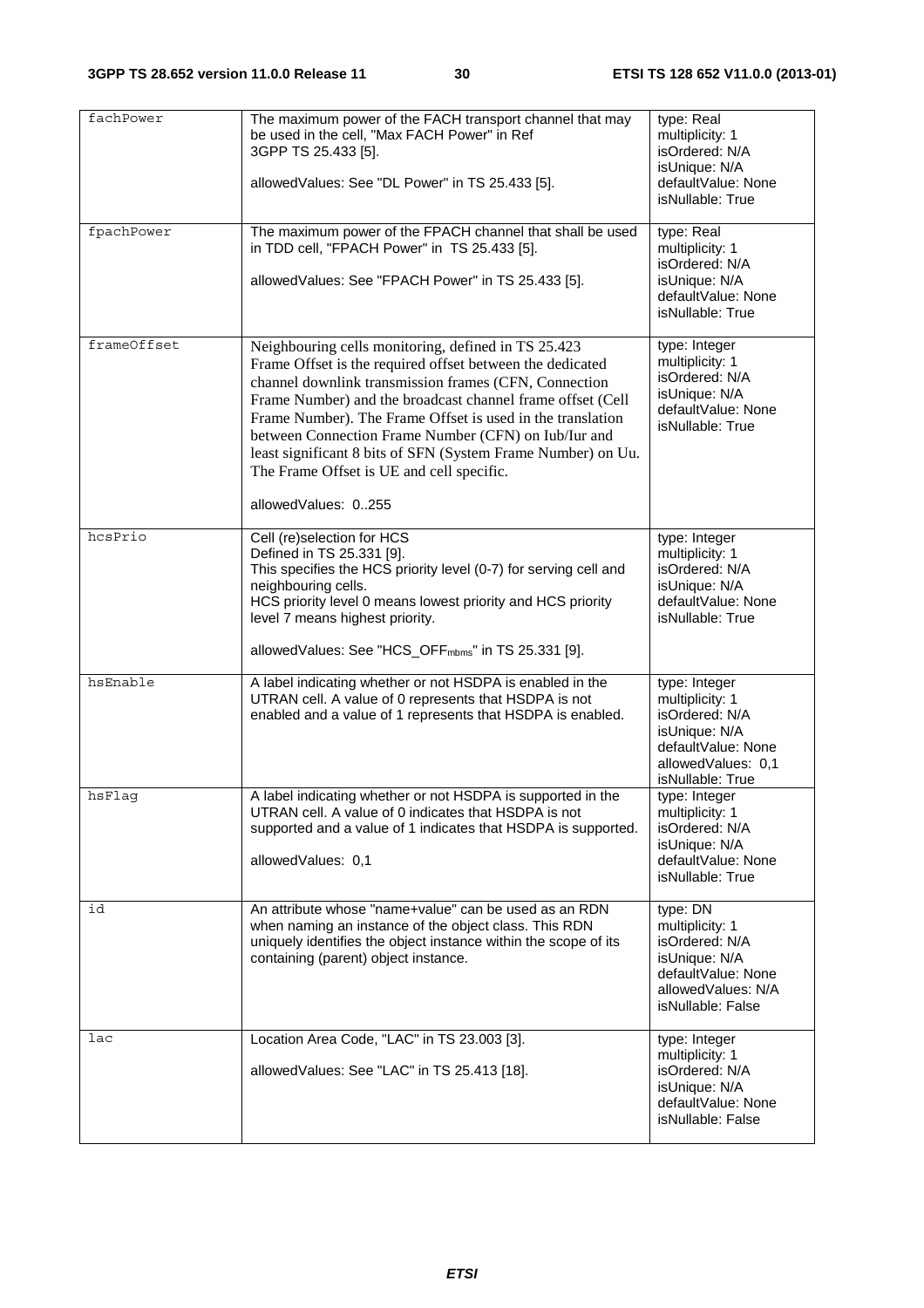| fachPower | The maximum power of the FACH transport channel that may be used in the cell, "Max FACH Power" in Ref 3GPP TS 25.433 [5].<br><br>allowedValues: See "DL Power" in TS 25.433 [5]. | type: Real<br>multiplicity: 1<br>isOrdered: N/A<br>isUnique: N/A<br>defaultValue: None<br>isNullable: True |
|---|---|---|
| fpachPower | The maximum power of the FPACH channel that shall be used in TDD cell, "FPACH Power" in TS 25.433 [5].<br><br>allowedValues: See "FPACH Power" in TS 25.433 [5]. | type: Real<br>multiplicity: 1<br>isOrdered: N/A<br>isUnique: N/A<br>defaultValue: None<br>isNullable: True |
| frameOffset | Neighbouring cells monitoring, defined in TS 25.423<br>Frame Offset is the required offset between the dedicated channel downlink transmission frames (CFN, Connection Frame Number) and the broadcast channel frame offset (Cell Frame Number). The Frame Offset is used in the translation between Connection Frame Number (CFN) on Iub/Iur and least significant 8 bits of SFN (System Frame Number) on Uu. The Frame Offset is UE and cell specific.<br><br>allowedValues: 0..255 | type: Integer<br>multiplicity: 1<br>isOrdered: N/A<br>isUnique: N/A<br>defaultValue: None<br>isNullable: True |
| hcsPrio | Cell (re)selection for HCS<br>Defined in TS 25.331 [9].<br>This specifies the HCS priority level (0-7) for serving cell and neighbouring cells.<br>HCS priority level 0 means lowest priority and HCS priority level 7 means highest priority.<br><br>allowedValues: See "$HCS\_OFF_{mbms}$" in TS 25.331 [9]. | type: Integer<br>multiplicity: 1<br>isOrdered: N/A<br>isUnique: N/A<br>defaultValue: None<br>isNullable: True |
| hsEnable | A label indicating whether or not HSDPA is enabled in the UTRAN cell. A value of 0 represents that HSDPA is not enabled and a value of 1 represents that HSDPA is enabled. | type: Integer<br>multiplicity: 1<br>isOrdered: N/A<br>isUnique: N/A<br>defaultValue: None<br>allowedValues: 0,1<br>isNullable: True |
| hsFlag | A label indicating whether or not HSDPA is supported in the UTRAN cell. A value of 0 indicates that HSDPA is not supported and a value of 1 indicates that HSDPA is supported.<br><br>allowedValues: 0,1 | type: Integer<br>multiplicity: 1<br>isOrdered: N/A<br>isUnique: N/A<br>defaultValue: None<br>isNullable: True |
| id | An attribute whose "name+value" can be used as an RDN when naming an instance of the object class. This RDN uniquely identifies the object instance within the scope of its containing (parent) object instance. | type: DN<br>multiplicity: 1<br>isOrdered: N/A<br>isUnique: N/A<br>defaultValue: None<br>allowedValues: N/A<br>isNullable: False |
| lac | Location Area Code, "LAC" in TS 23.003 [3].<br><br>allowedValues: See "LAC" in TS 25.413 [18]. | type: Integer<br>multiplicity: 1<br>isOrdered: N/A<br>isUnique: N/A<br>defaultValue: None<br>isNullable: False |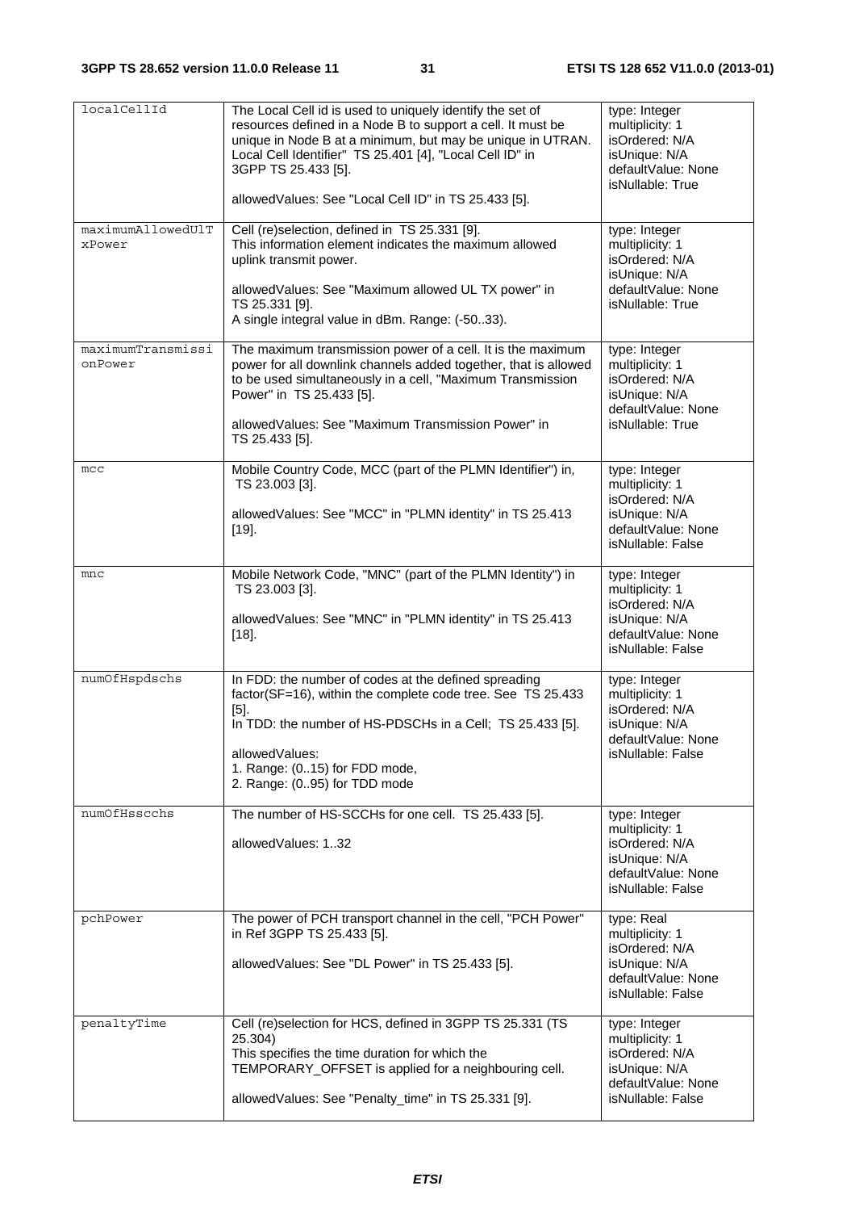| | | |
|---|---|---|
| localCellId | The Local Cell id is used to uniquely identify the set of resources defined in a Node B to support a cell. It must be unique in Node B at a minimum, but may be unique in UTRAN. Local Cell Identifier" TS 25.401 [4], "Local Cell ID" in 3GPP TS 25.433 [5].<br><br>allowedValues: See "Local Cell ID" in TS 25.433 [5]. | type: Integer<br>multiplicity: 1<br>isOrdered: N/A<br>isUnique: N/A<br>defaultValue: None<br>isNullable: True |
| maximumAllowedUlTxPower | Cell (re)selection, defined in TS 25.331 [9].<br>This information element indicates the maximum allowed uplink transmit power.<br><br>allowedValues: See "Maximum allowed UL TX power" in TS 25.331 [9].<br>A single integral value in dBm. Range: (-50..33). | type: Integer<br>multiplicity: 1<br>isOrdered: N/A<br>isUnique: N/A<br>defaultValue: None<br>isNullable: True |
| maximumTransmissionPower | The maximum transmission power of a cell. It is the maximum power for all downlink channels added together, that is allowed to be used simultaneously in a cell, "Maximum Transmission Power" in TS 25.433 [5].<br><br>allowedValues: See "Maximum Transmission Power" in TS 25.433 [5]. | type: Integer<br>multiplicity: 1<br>isOrdered: N/A<br>isUnique: N/A<br>defaultValue: None<br>isNullable: True |
| mcc | Mobile Country Code, MCC (part of the PLMN Identifier") in, TS 23.003 [3].<br><br>allowedValues: See "MCC" in "PLMN identity" in TS 25.413 [19]. | type: Integer<br>multiplicity: 1<br>isOrdered: N/A<br>isUnique: N/A<br>defaultValue: None<br>isNullable: False |
| mnc | Mobile Network Code, "MNC" (part of the PLMN Identity") in TS 23.003 [3].<br><br>allowedValues: See "MNC" in "PLMN identity" in TS 25.413 [18]. | type: Integer<br>multiplicity: 1<br>isOrdered: N/A<br>isUnique: N/A<br>defaultValue: None<br>isNullable: False |
| numOfHspdschs | In FDD: the number of codes at the defined spreading factor(SF=16), within the complete code tree. See TS 25.433 [5].<br>In TDD: the number of HS-PDSCHs in a Cell; TS 25.433 [5].<br><br>allowedValues:<br>1. Range: (0..15) for FDD mode,<br>2. Range: (0..95) for TDD mode | type: Integer<br>multiplicity: 1<br>isOrdered: N/A<br>isUnique: N/A<br>defaultValue: None<br>isNullable: False |
| numOfHsscchs | The number of HS-SCCHs for one cell. TS 25.433 [5].<br><br>allowedValues: 1..32 | type: Integer<br>multiplicity: 1<br>isOrdered: N/A<br>isUnique: N/A<br>defaultValue: None<br>isNullable: False |
| pchPower | The power of PCH transport channel in the cell, "PCH Power" in Ref 3GPP TS 25.433 [5].<br><br>allowedValues: See "DL Power" in TS 25.433 [5]. | type: Real<br>multiplicity: 1<br>isOrdered: N/A<br>isUnique: N/A<br>defaultValue: None<br>isNullable: False |
| penaltyTime | Cell (re)selection for HCS, defined in 3GPP TS 25.331 (TS 25.304)<br>This specifies the time duration for which the TEMPORARY_OFFSET is applied for a neighbouring cell.<br><br>allowedValues: See "Penalty_time" in TS 25.331 [9]. | type: Integer<br>multiplicity: 1<br>isOrdered: N/A<br>isUnique: N/A<br>defaultValue: None<br>isNullable: False |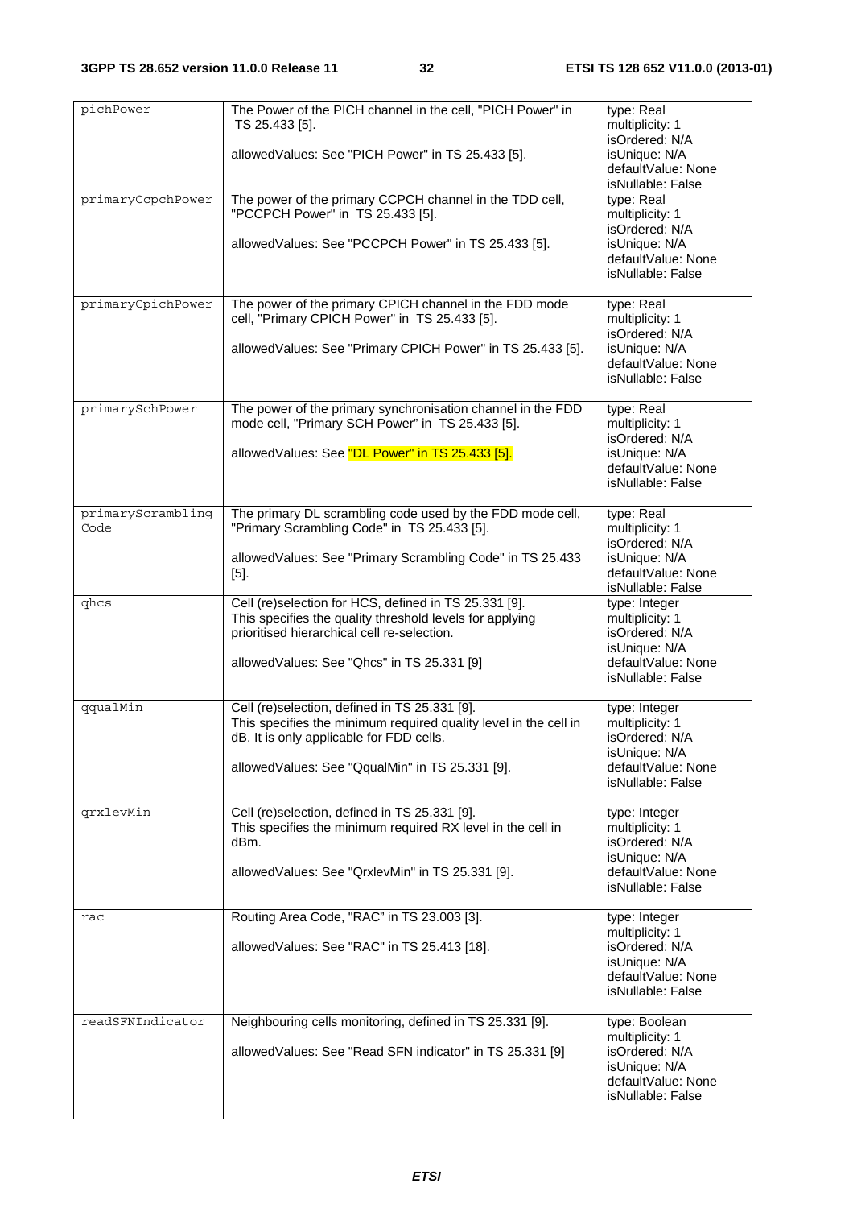| pichPower | The Power of the PICH channel in the cell, "PICH Power" in TS 25.433 [5].<br><br>allowedValues: See "PICH Power" in TS 25.433 [5]. | type: Real<br>multiplicity: 1<br>isOrdered: N/A<br>isUnique: N/A<br>defaultValue: None<br>isNullable: False |
|---|---|---|
| primaryCcpchPower | The power of the primary CCPCH channel in the TDD cell, "PCCPCH Power" in TS 25.433 [5].<br><br>allowedValues: See "PCCPCH Power" in TS 25.433 [5]. | type: Real<br>multiplicity: 1<br>isOrdered: N/A<br>isUnique: N/A<br>defaultValue: None<br>isNullable: False |
| primaryCpichPower | The power of the primary CPICH channel in the FDD mode cell, "Primary CPICH Power" in TS 25.433 [5].<br><br>allowedValues: See "Primary CPICH Power" in TS 25.433 [5]. | type: Real<br>multiplicity: 1<br>isOrdered: N/A<br>isUnique: N/A<br>defaultValue: None<br>isNullable: False |
| primarySchPower | The power of the primary synchronisation channel in the FDD mode cell, "Primary SCH Power" in TS 25.433 [5].<br><br>allowedValues: See "DL Power" in TS 25.433 [5]. | type: Real<br>multiplicity: 1<br>isOrdered: N/A<br>isUnique: N/A<br>defaultValue: None<br>isNullable: False |
| primaryScramblingCode | The primary DL scrambling code used by the FDD mode cell, "Primary Scrambling Code" in TS 25.433 [5].<br><br>allowedValues: See "Primary Scrambling Code" in TS 25.433 [5]. | type: Real<br>multiplicity: 1<br>isOrdered: N/A<br>isUnique: N/A<br>defaultValue: None<br>isNullable: False |
| qhcs | Cell (re)selection for HCS, defined in TS 25.331 [9]. This specifies the quality threshold levels for applying prioritised hierarchical cell re-selection.<br><br>allowedValues: See "Qhcs" in TS 25.331 [9] | type: Integer<br>multiplicity: 1<br>isOrdered: N/A<br>isUnique: N/A<br>defaultValue: None<br>isNullable: False |
| qqualMin | Cell (re)selection, defined in TS 25.331 [9]. This specifies the minimum required quality level in the cell in dB. It is only applicable for FDD cells.<br><br>allowedValues: See "QqualMin" in TS 25.331 [9]. | type: Integer<br>multiplicity: 1<br>isOrdered: N/A<br>isUnique: N/A<br>defaultValue: None<br>isNullable: False |
| qrxlevMin | Cell (re)selection, defined in TS 25.331 [9]. This specifies the minimum required RX level in the cell in dBm.<br><br>allowedValues: See "QrxlevMin" in TS 25.331 [9]. | type: Integer<br>multiplicity: 1<br>isOrdered: N/A<br>isUnique: N/A<br>defaultValue: None<br>isNullable: False |
| rac | Routing Area Code, "RAC" in TS 23.003 [3].<br><br>allowedValues: See "RAC" in TS 25.413 [18]. | type: Integer<br>multiplicity: 1<br>isOrdered: N/A<br>isUnique: N/A<br>defaultValue: None<br>isNullable: False |
| readSFNIndicator | Neighbouring cells monitoring, defined in TS 25.331 [9].<br><br>allowedValues: See "Read SFN indicator" in TS 25.331 [9] | type: Boolean<br>multiplicity: 1<br>isOrdered: N/A<br>isUnique: N/A<br>defaultValue: None<br>isNullable: False |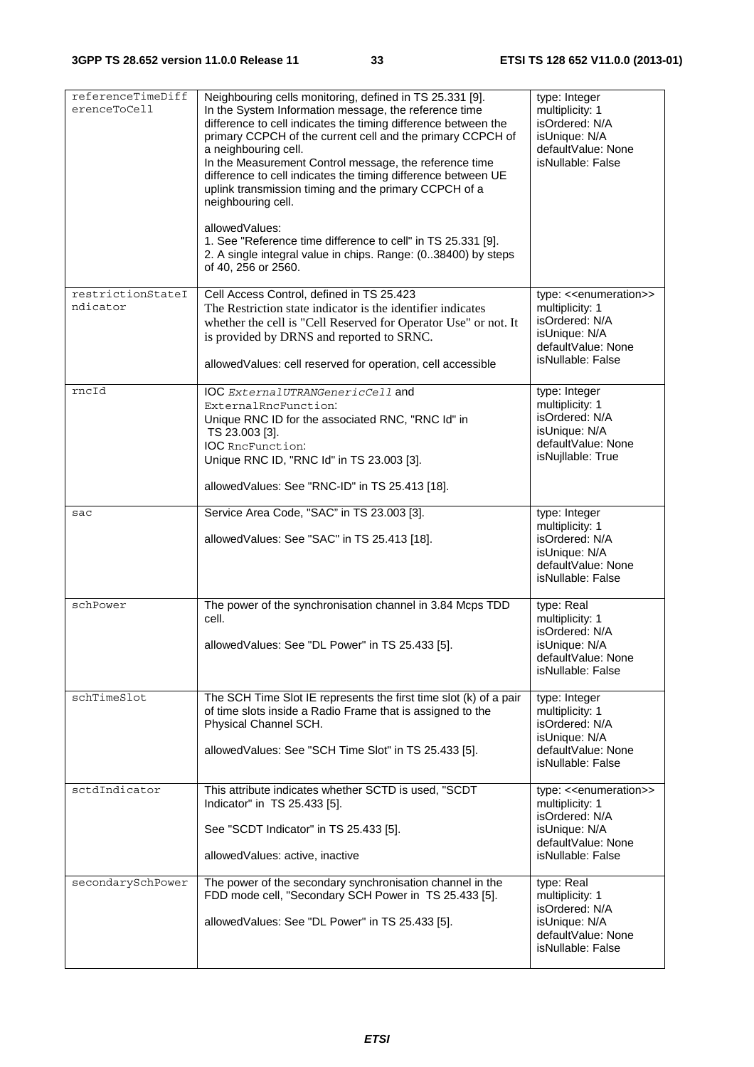| | | |
|---|---|---|
| referenceTimeDifferenceToCell | Neighbouring cells monitoring, defined in TS 25.331 [9].<br>In the System Information message, the reference time difference to cell indicates the timing difference between the primary CCPCH of the current cell and the primary CCPCH of a neighbouring cell.<br>In the Measurement Control message, the reference time difference to cell indicates the timing difference between UE uplink transmission timing and the primary CCPCH of a neighbouring cell.<br><br>allowedValues:<br>1. See "Reference time difference to cell" in TS 25.331 [9].<br>2. A single integral value in chips. Range: (0..38400) by steps of 40, 256 or 2560. | type: Integer<br>multiplicity: 1<br>isOrdered: N/A<br>isUnique: N/A<br>defaultValue: None<br>isNullable: False |
| restrictionStateIndicator | Cell Access Control, defined in TS 25.423<br>The Restriction state indicator is the identifier indicates whether the cell is "Cell Reserved for Operator Use" or not. It is provided by DRNS and reported to SRNC.<br><br>allowedValues: cell reserved for operation, cell accessible | type: <<enumeration>><br>multiplicity: 1<br>isOrdered: N/A<br>isUnique: N/A<br>defaultValue: None<br>isNullable: False |
| rncId | IOC *ExternalUTRANGenericCell* and ExternalRncFunction:<br>Unique RNC ID for the associated RNC, "RNC Id" in TS 23.003 [3].<br>IOC RncFunction:<br>Unique RNC ID, "RNC Id" in TS 23.003 [3].<br><br>allowedValues: See "RNC-ID" in TS 25.413 [18]. | type: Integer<br>multiplicity: 1<br>isOrdered: N/A<br>isUnique: N/A<br>defaultValue: None<br>isNujllable: True |
| sac | Service Area Code, "SAC" in TS 23.003 [3].<br><br>allowedValues: See "SAC" in TS 25.413 [18]. | type: Integer<br>multiplicity: 1<br>isOrdered: N/A<br>isUnique: N/A<br>defaultValue: None<br>isNullable: False |
| schPower | The power of the synchronisation channel in 3.84 Mcps TDD cell.<br><br>allowedValues: See "DL Power" in TS 25.433 [5]. | type: Real<br>multiplicity: 1<br>isOrdered: N/A<br>isUnique: N/A<br>defaultValue: None<br>isNullable: False |
| schTimeSlot | The SCH Time Slot IE represents the first time slot (k) of a pair of time slots inside a Radio Frame that is assigned to the Physical Channel SCH.<br><br>allowedValues: See "SCH Time Slot" in TS 25.433 [5]. | type: Integer<br>multiplicity: 1<br>isOrdered: N/A<br>isUnique: N/A<br>defaultValue: None<br>isNullable: False |
| sctdIndicator | This attribute indicates whether SCTD is used, "SCDT Indicator" in TS 25.433 [5].<br><br>See "SCDT Indicator" in TS 25.433 [5].<br><br>allowedValues: active, inactive | type: <<enumeration>><br>multiplicity: 1<br>isOrdered: N/A<br>isUnique: N/A<br>defaultValue: None<br>isNullable: False |
| secondarySchPower | The power of the secondary synchronisation channel in the FDD mode cell, "Secondary SCH Power in TS 25.433 [5].<br><br>allowedValues: See "DL Power" in TS 25.433 [5]. | type: Real<br>multiplicity: 1<br>isOrdered: N/A<br>isUnique: N/A<br>defaultValue: None<br>isNullable: False |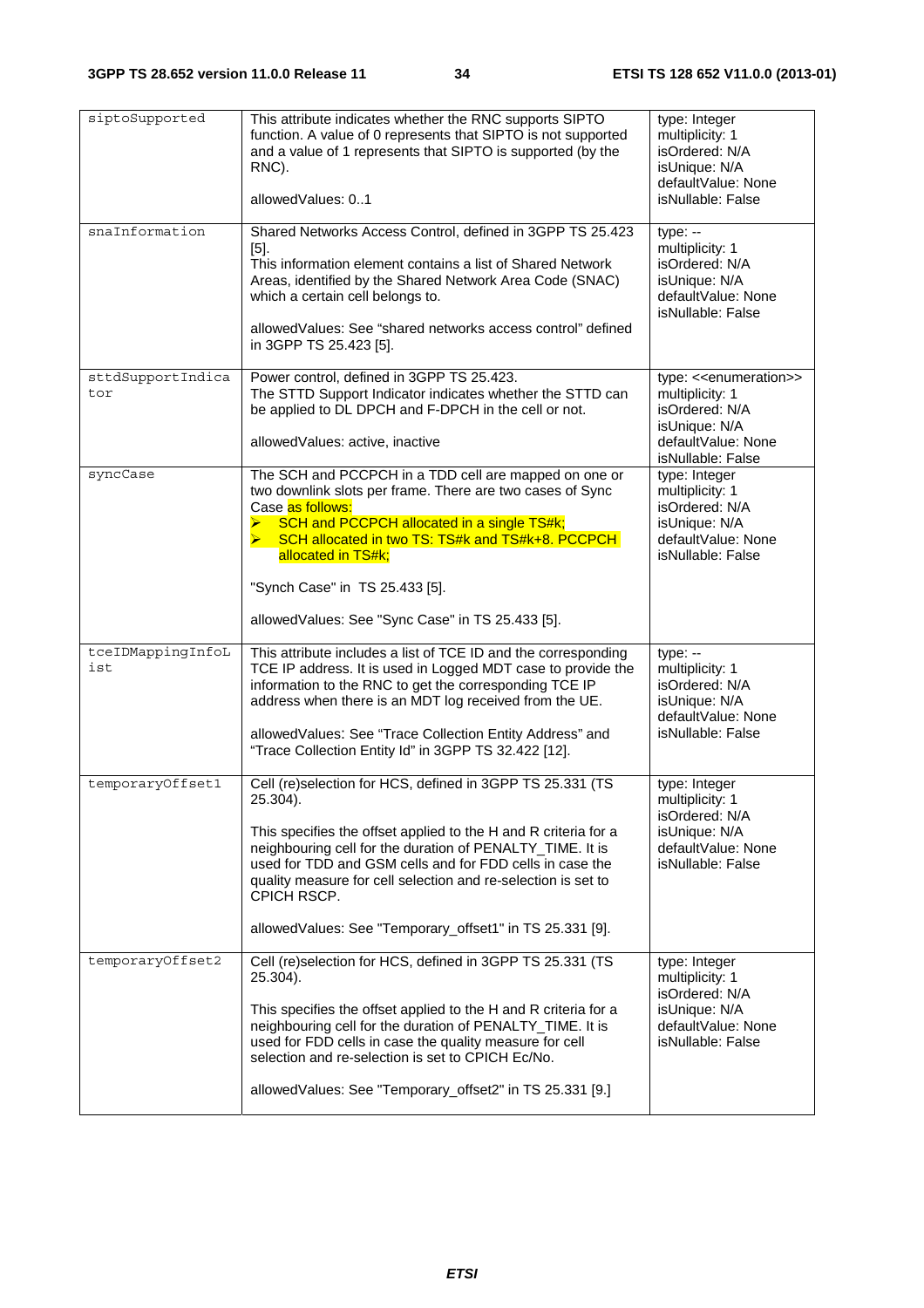| siptoSupported | This attribute indicates whether the RNC supports SIPTO function. A value of 0 represents that SIPTO is not supported and a value of 1 represents that SIPTO is supported (by the RNC).<br><br>allowedValues: 0..1 | type: Integer<br>multiplicity: 1<br>isOrdered: N/A<br>isUnique: N/A<br>defaultValue: None<br>isNullable: False |
|---|---|---|
| snaInformation | Shared Networks Access Control, defined in 3GPP TS 25.423 [5].<br>This information element contains a list of Shared Network Areas, identified by the Shared Network Area Code (SNAC) which a certain cell belongs to.<br><br>allowedValues: See "shared networks access control" defined in 3GPP TS 25.423 [5]. | type: --<br>multiplicity: 1<br>isOrdered: N/A<br>isUnique: N/A<br>defaultValue: None<br>isNullable: False |
| sttdSupportIndicator | Power control, defined in 3GPP TS 25.423.<br>The STTD Support Indicator indicates whether the STTD can be applied to DL DPCH and F-DPCH in the cell or not.<br><br>allowedValues: active, inactive | type: <<enumeration>><br>multiplicity: 1<br>isOrdered: N/A<br>isUnique: N/A<br>defaultValue: None<br>isNullable: False |
| syncCase | The SCH and PCCPCH in a TDD cell are mapped on one or two downlink slots per frame. There are two cases of Sync Case as follows:<br>➢ SCH and PCCPCH allocated in a single TS#k;<br>➢ SCH allocated in two TS: TS#k and TS#k+8. PCCPCH allocated in TS#k;<br><br>"Synch Case" in TS 25.433 [5].<br><br>allowedValues: See "Sync Case" in TS 25.433 [5]. | type: Integer<br>multiplicity: 1<br>isOrdered: N/A<br>isUnique: N/A<br>defaultValue: None<br>isNullable: False |
| tceIDMappingInfoList | This attribute includes a list of TCE ID and the corresponding TCE IP address. It is used in Logged MDT case to provide the information to the RNC to get the corresponding TCE IP address when there is an MDT log received from the UE.<br><br>allowedValues: See "Trace Collection Entity Address" and "Trace Collection Entity Id" in 3GPP TS 32.422 [12]. | type: --<br>multiplicity: 1<br>isOrdered: N/A<br>isUnique: N/A<br>defaultValue: None<br>isNullable: False |
| temporaryOffset1 | Cell (re)selection for HCS, defined in 3GPP TS 25.331 (TS 25.304).<br><br>This specifies the offset applied to the H and R criteria for a neighbouring cell for the duration of PENALTY_TIME. It is used for TDD and GSM cells and for FDD cells in case the quality measure for cell selection and re-selection is set to CPICH RSCP.<br><br>allowedValues: See "Temporary_offset1" in TS 25.331 [9]. | type: Integer<br>multiplicity: 1<br>isOrdered: N/A<br>isUnique: N/A<br>defaultValue: None<br>isNullable: False |
| temporaryOffset2 | Cell (re)selection for HCS, defined in 3GPP TS 25.331 (TS 25.304).<br><br>This specifies the offset applied to the H and R criteria for a neighbouring cell for the duration of PENALTY_TIME. It is used for FDD cells in case the quality measure for cell selection and re-selection is set to CPICH Ec/No.<br><br>allowedValues: See "Temporary_offset2" in TS 25.331 [9.] | type: Integer<br>multiplicity: 1<br>isOrdered: N/A<br>isUnique: N/A<br>defaultValue: None<br>isNullable: False |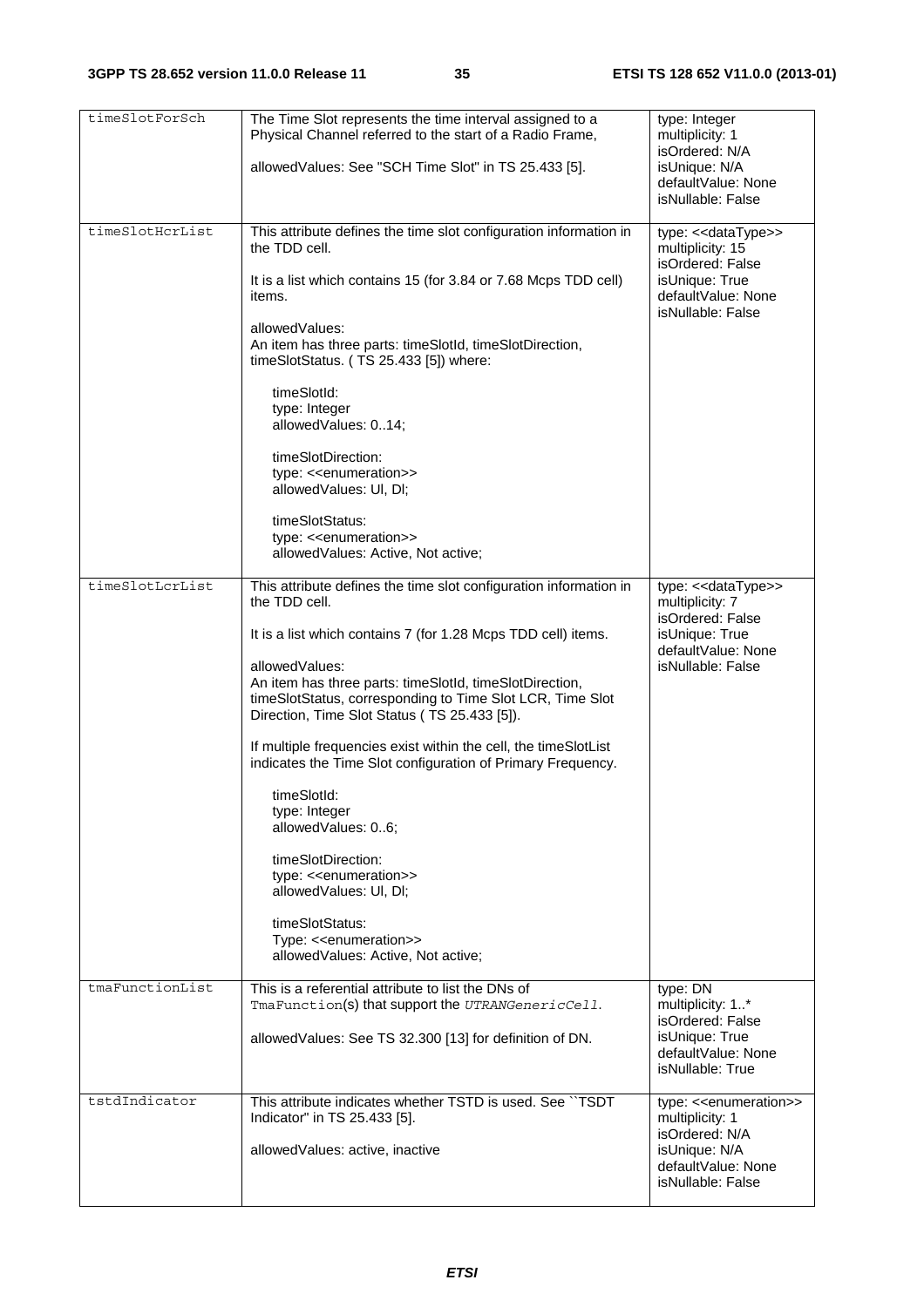| timeSlotForSch | The Time Slot represents the time interval assigned to a Physical Channel referred to the start of a Radio Frame,<br><br>allowedValues: See "SCH Time Slot" in TS 25.433 [5]. | type: Integer<br>multiplicity: 1<br>isOrdered: N/A<br>isUnique: N/A<br>defaultValue: None<br>isNullable: False |
|---|---|---|
| timeSlotHcrList | This attribute defines the time slot configuration information in the TDD cell.<br><br>It is a list which contains 15 (for 3.84 or 7.68 Mcps TDD cell) items.<br><br>allowedValues:<br>An item has three parts: timeSlotId, timeSlotDirection, timeSlotStatus. ( TS 25.433 [5]) where:<br><br>timeSlotId:<br>type: Integer<br>allowedValues: 0..14;<br><br>timeSlotDirection:<br>type: <<enumeration>><br>allowedValues: Ul, Dl;<br><br>timeSlotStatus:<br>type: <<enumeration>><br>allowedValues: Active, Not active; | type: <<dataType>><br>multiplicity: 15<br>isOrdered: False<br>isUnique: True<br>defaultValue: None<br>isNullable: False |
| timeSlotLcrList | This attribute defines the time slot configuration information in the TDD cell.<br><br>It is a list which contains 7 (for 1.28 Mcps TDD cell) items.<br><br>allowedValues:<br>An item has three parts: timeSlotId, timeSlotDirection, timeSlotStatus, corresponding to Time Slot LCR, Time Slot Direction, Time Slot Status ( TS 25.433 [5]).<br><br>If multiple frequencies exist within the cell, the timeSlotList indicates the Time Slot configuration of Primary Frequency.<br><br>timeSlotId:<br>type: Integer<br>allowedValues: 0..6;<br><br>timeSlotDirection:<br>type: <<enumeration>><br>allowedValues: Ul, Dl;<br><br>timeSlotStatus:<br>Type: <<enumeration>><br>allowedValues: Active, Not active; | type: <<dataType>><br>multiplicity: 7<br>isOrdered: False<br>isUnique: True<br>defaultValue: None<br>isNullable: False |
| tmaFunctionList | This is a referential attribute to list the DNs of TmaFunction(s) that support the *UTRANGenericCell*.<br><br>allowedValues: See TS 32.300 [13] for definition of DN. | type: DN<br>multiplicity: 1..*<br>isOrdered: False<br>isUnique: True<br>defaultValue: None<br>isNullable: True |
| tstdIndicator | This attribute indicates whether TSTD is used. See ``TSDT Indicator" in TS 25.433 [5].<br><br>allowedValues: active, inactive | type: <<enumeration>><br>multiplicity: 1<br>isOrdered: N/A<br>isUnique: N/A<br>defaultValue: None<br>isNullable: False |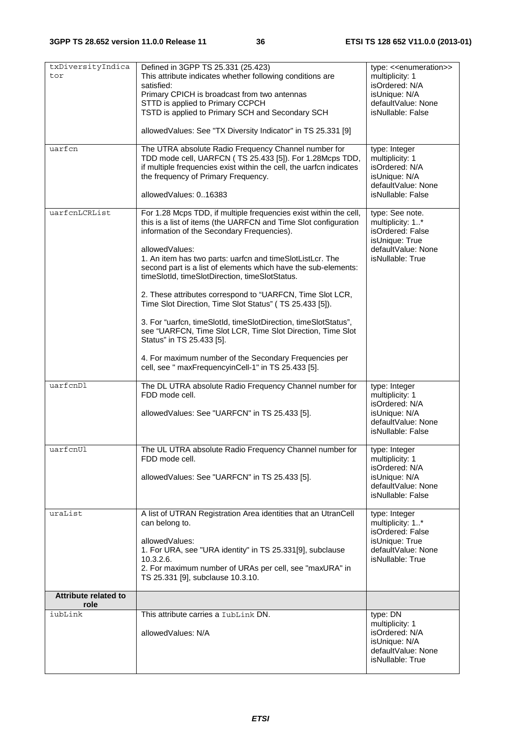| txDiversityIndicator | Defined in 3GPP TS 25.331 (25.423)<br>This attribute indicates whether following conditions are satisfied:<br>Primary CPICH is broadcast from two antennas<br>STTD is applied to Primary CCPCH<br>TSTD is applied to Primary SCH and Secondary SCH<br><br>allowedValues: See "TX Diversity Indicator" in TS 25.331 [9] | type: <<enumeration>><br>multiplicity: 1<br>isOrdered: N/A<br>isUnique: N/A<br>defaultValue: None<br>isNullable: False |
|---|---|---|
| uarfcn | The UTRA absolute Radio Frequency Channel number for TDD mode cell, UARFCN ( TS 25.433 [5]). For 1.28Mcps TDD, if multiple frequencies exist within the cell, the uarfcn indicates the frequency of Primary Frequency.<br><br>allowedValues: 0..16383 | type: Integer<br>multiplicity: 1<br>isOrdered: N/A<br>isUnique: N/A<br>defaultValue: None<br>isNullable: False |
| uarfcnLCRList | For 1.28 Mcps TDD, if multiple frequencies exist within the cell, this is a list of items (the UARFCN and Time Slot configuration information of the Secondary Frequencies).<br><br>allowedValues:<br>1. An item has two parts: uarfcn and timeSlotListLcr. The second part is a list of elements which have the sub-elements: timeSlotId, timeSlotDirection, timeSlotStatus.<br><br>2. These attributes correspond to "UARFCN, Time Slot LCR, Time Slot Direction, Time Slot Status" ( TS 25.433 [5]).<br><br>3. For "uarfcn, timeSlotId, timeSlotDirection, timeSlotStatus", see "UARFCN, Time Slot LCR, Time Slot Direction, Time Slot Status" in TS 25.433 [5].<br><br>4. For maximum number of the Secondary Frequencies per cell, see " maxFrequencyinCell-1" in TS 25.433 [5]. | type: See note.<br>multiplicity: 1..*<br>isOrdered: False<br>isUnique: True<br>defaultValue: None<br>isNullable: True |
| uarfcnDl | The DL UTRA absolute Radio Frequency Channel number for FDD mode cell.<br><br>allowedValues: See "UARFCN" in TS 25.433 [5]. | type: Integer<br>multiplicity: 1<br>isOrdered: N/A<br>isUnique: N/A<br>defaultValue: None<br>isNullable: False |
| uarfcnUl | The UL UTRA absolute Radio Frequency Channel number for FDD mode cell.<br><br>allowedValues: See "UARFCN" in TS 25.433 [5]. | type: Integer<br>multiplicity: 1<br>isOrdered: N/A<br>isUnique: N/A<br>defaultValue: None<br>isNullable: False |
| uraList | A list of UTRAN Registration Area identities that an UtranCell can belong to.<br><br>allowedValues:<br>1. For URA, see "URA identity" in TS 25.331[9], subclause 10.3.2.6.<br>2. For maximum number of URAs per cell, see "maxURA" in TS 25.331 [9], subclause 10.3.10. | type: Integer<br>multiplicity: 1..*<br>isOrdered: False<br>isUnique: True<br>defaultValue: None<br>isNullable: True |
| **Attribute related to role** | | |
| iubLink | This attribute carries a IubLink DN.<br><br>allowedValues: N/A | type: DN<br>multiplicity: 1<br>isOrdered: N/A<br>isUnique: N/A<br>defaultValue: None<br>isNullable: True |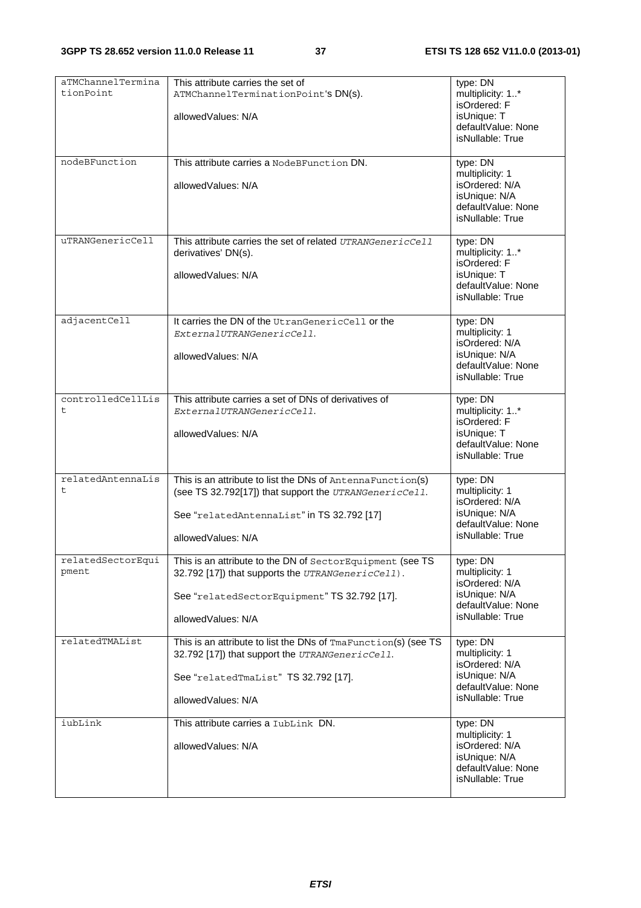| aTMChannelTerminationPoint | This attribute carries the set of ATMChannelTerminationPoint's DN(s).<br><br>allowedValues: N/A | type: DN<br>multiplicity: 1..*<br>isOrdered: F<br>isUnique: T<br>defaultValue: None<br>isNullable: True |
|---|---|---|
| nodeBFunction | This attribute carries a NodeBFunction DN.<br><br>allowedValues: N/A | type: DN<br>multiplicity: 1<br>isOrdered: N/A<br>isUnique: N/A<br>defaultValue: None<br>isNullable: True |
| uTRANGenericCell | This attribute carries the set of related *UTRANGenericCell* derivatives' DN(s).<br><br>allowedValues: N/A | type: DN<br>multiplicity: 1..*<br>isOrdered: F<br>isUnique: T<br>defaultValue: None<br>isNullable: True |
| adjacentCell | It carries the DN of the UtranGenericCell or the *ExternalUTRANGenericCell*.<br><br>allowedValues: N/A | type: DN<br>multiplicity: 1<br>isOrdered: N/A<br>isUnique: N/A<br>defaultValue: None<br>isNullable: True |
| controlledCellList | This attribute carries a set of DNs of derivatives of *ExternalUTRANGenericCell*.<br><br>allowedValues: N/A | type: DN<br>multiplicity: 1..*<br>isOrdered: F<br>isUnique: T<br>defaultValue: None<br>isNullable: True |
| relatedAntennaList | This is an attribute to list the DNs of AntennaFunction(s) (see TS 32.792[17]) that support the *UTRANGenericCell*.<br><br>See "relatedAntennaList" in TS 32.792 [17]<br><br>allowedValues: N/A | type: DN<br>multiplicity: 1<br>isOrdered: N/A<br>isUnique: N/A<br>defaultValue: None<br>isNullable: True |
| relatedSectorEquipment | This is an attribute to the DN of SectorEquipment (see TS 32.792 [17]) that supports the *UTRANGenericCell*).<br><br>See "relatedSectorEquipment" TS 32.792 [17].<br><br>allowedValues: N/A | type: DN<br>multiplicity: 1<br>isOrdered: N/A<br>isUnique: N/A<br>defaultValue: None<br>isNullable: True |
| relatedTMAList | This is an attribute to list the DNs of TmaFunction(s) (see TS 32.792 [17]) that support the *UTRANGenericCell*.<br><br>See "relatedTmaList" TS 32.792 [17].<br><br>allowedValues: N/A | type: DN<br>multiplicity: 1<br>isOrdered: N/A<br>isUnique: N/A<br>defaultValue: None<br>isNullable: True |
| iubLink | This attribute carries a IubLink DN.<br><br>allowedValues: N/A | type: DN<br>multiplicity: 1<br>isOrdered: N/A<br>isUnique: N/A<br>defaultValue: None<br>isNullable: True |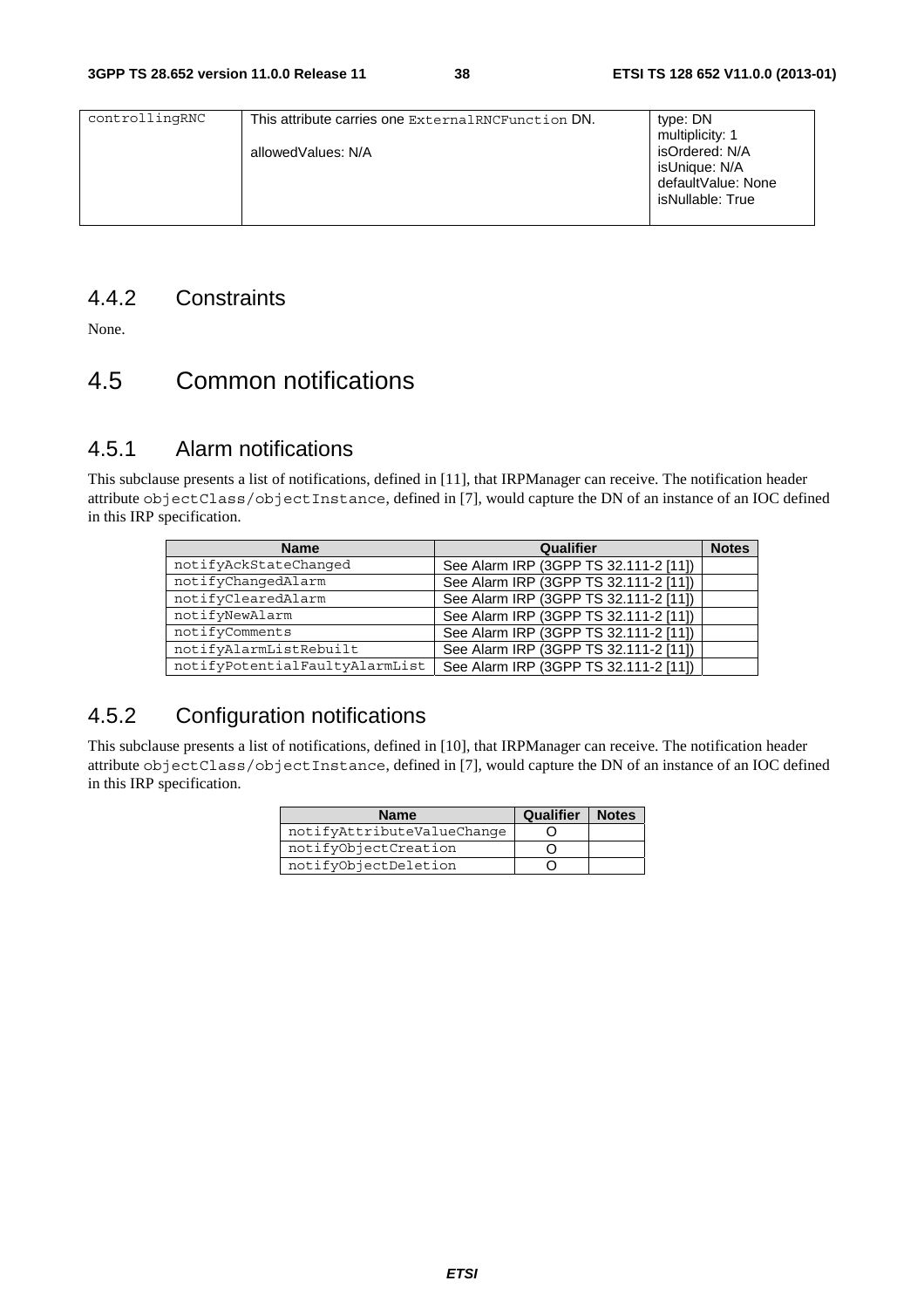| controllingRNC | This attribute carries one ExternalRNCFunction DN.<br><br>allowedValues: N/A | type: DN<br>multiplicity: 1<br>isOrdered: N/A<br>isUnique: N/A<br>defaultValue: None<br>isNullable: True |
|---|---|---|

### 4.4.2 Constraints

None.

## 4.5 Common notifications

### 4.5.1 Alarm notifications

This subclause presents a list of notifications, defined in [11], that IRPManager can receive. The notification header attribute objectClass/objectInstance, defined in [7], would capture the DN of an instance of an IOC defined in this IRP specification.

| Name | Qualifier | Notes |
|---|---|---|
| notifyAckStateChanged | See Alarm IRP (3GPP TS 32.111-2 [11]) | |
| notifyChangedAlarm | See Alarm IRP (3GPP TS 32.111-2 [11]) | |
| notifyClearedAlarm | See Alarm IRP (3GPP TS 32.111-2 [11]) | |
| notifyNewAlarm | See Alarm IRP (3GPP TS 32.111-2 [11]) | |
| notifyComments | See Alarm IRP (3GPP TS 32.111-2 [11]) | |
| notifyAlarmListRebuilt | See Alarm IRP (3GPP TS 32.111-2 [11]) | |
| notifyPotentialFaultyAlarmList | See Alarm IRP (3GPP TS 32.111-2 [11]) | |

### 4.5.2 Configuration notifications

This subclause presents a list of notifications, defined in [10], that IRPManager can receive. The notification header attribute objectClass/objectInstance, defined in [7], would capture the DN of an instance of an IOC defined in this IRP specification.

| Name | Qualifier | Notes |
|---|---|---|
| notifyAttributeValueChange | O | |
| notifyObjectCreation | O | |
| notifyObjectDeletion | O | |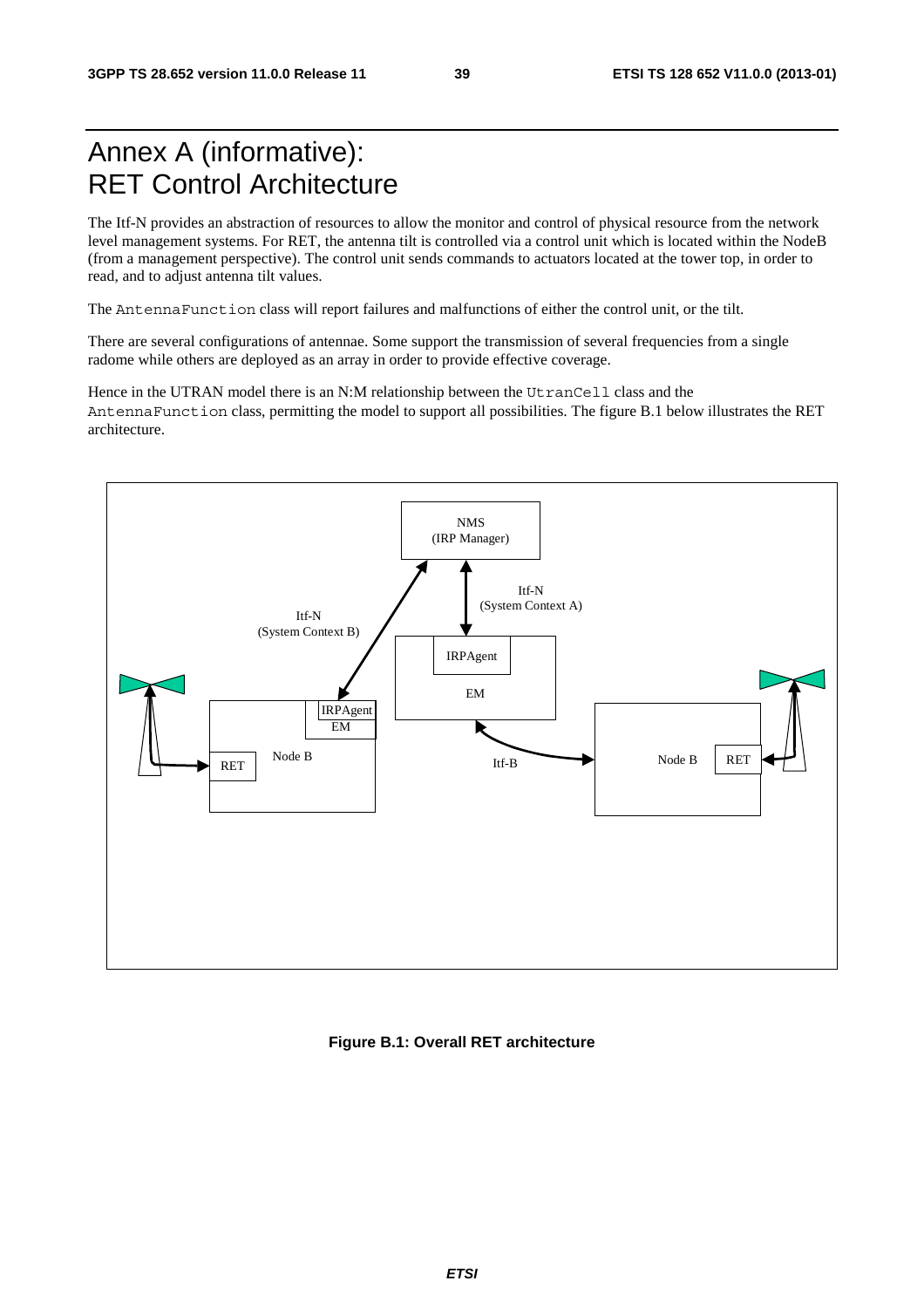# Annex A (informative): RET Control Architecture

The Itf-N provides an abstraction of resources to allow the monitor and control of physical resource from the network level management systems. For RET, the antenna tilt is controlled via a control unit which is located within the NodeB (from a management perspective). The control unit sends commands to actuators located at the tower top, in order to read, and to adjust antenna tilt values.

The AntennaFunction class will report failures and malfunctions of either the control unit, or the tilt.

There are several configurations of antennae. Some support the transmission of several frequencies from a single radome while others are deployed as an array in order to provide effective coverage.

Hence in the UTRAN model there is an N:M relationship between the UtranCell class and the AntennaFunction class, permitting the model to support all possibilities. The figure B.1 below illustrates the RET architecture.

**Figure B.1: Overall RET architecture**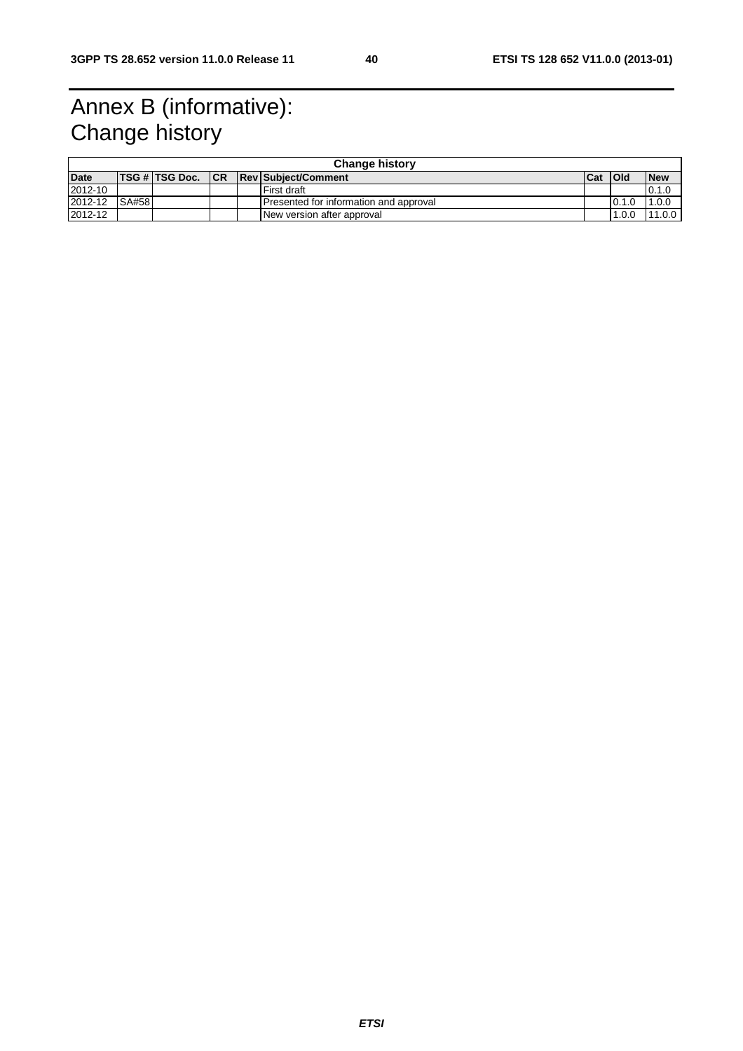# Annex B (informative): Change history

| Change history | | | | | | | | |
|---|---|---|---|---|---|---|---|---|
| **Date** | **TSG #** | **TSG Doc.** | **CR** | **Rev** | **Subject/Comment** | **Cat** | **Old** | **New** |
| 2012-10 | | | | | First draft | | | 0.1.0 |
| 2012-12 | SA#58 | | | | Presented for information and approval | | 0.1.0 | 1.0.0 |
| 2012-12 | | | | | New version after approval | | 1.0.0 | 11.0.0 |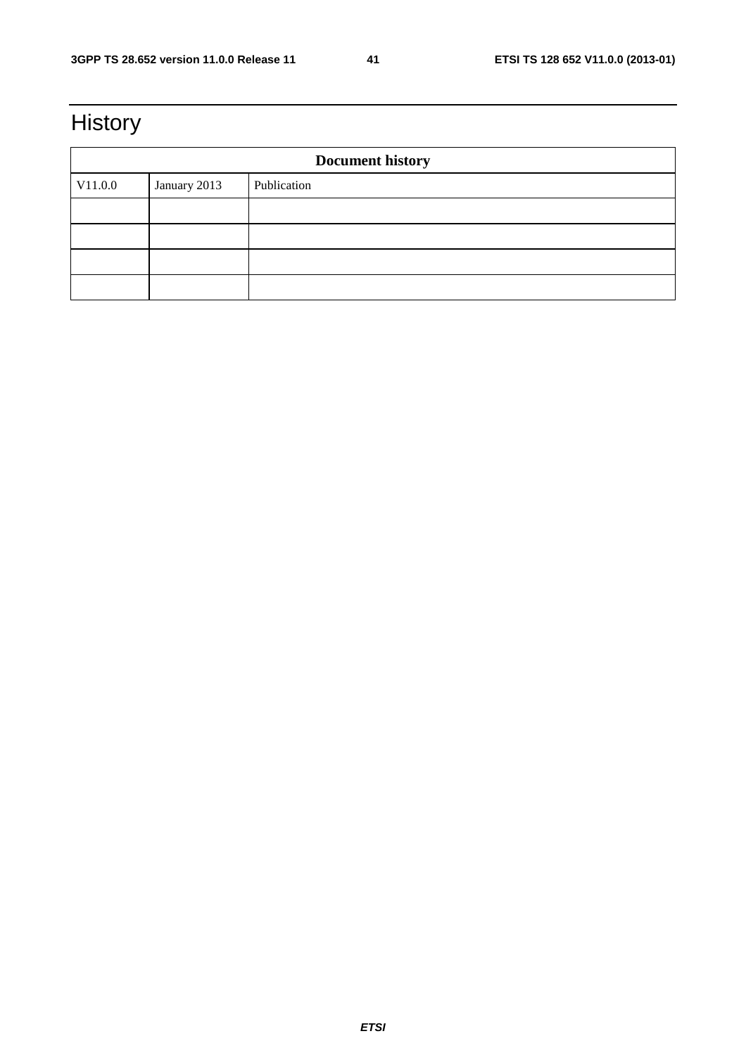# History

| Document history | | |
|---|---|---|
| V11.0.0 | January 2013 | Publication |
| | | |
| | | |
| | | |
| | | |